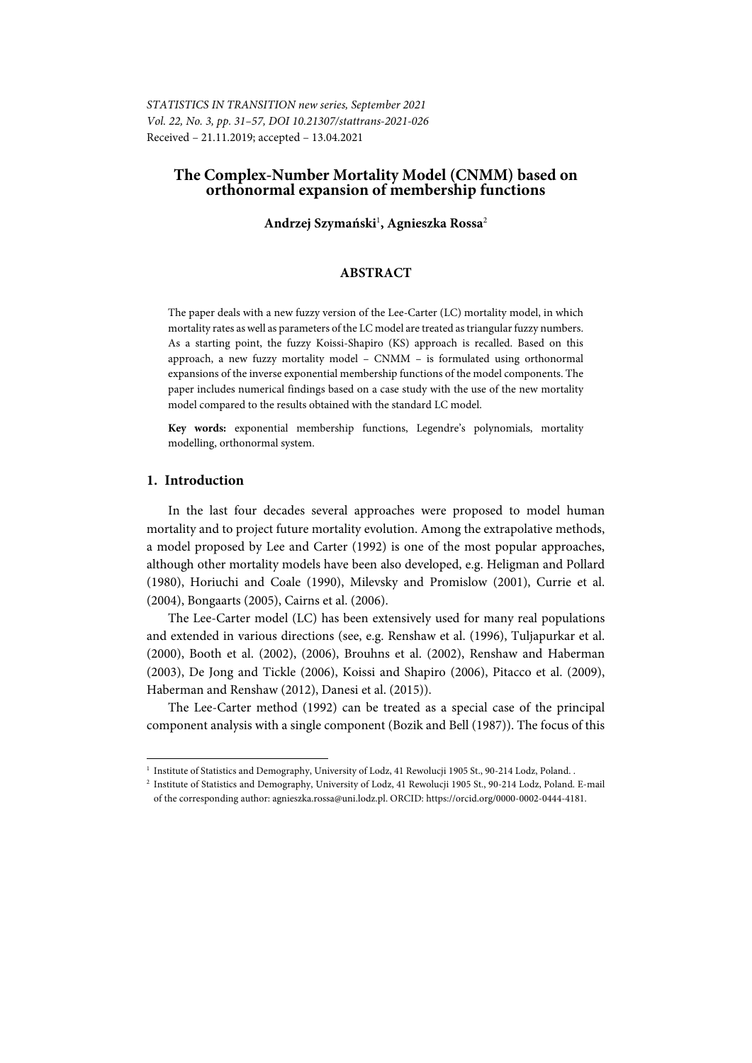*STATISTICS IN TRANSITION new series, September 2021*
*Vol. 22, No. 3, pp. 31–57, DOI 10.21307/stattrans-2021-026*
Received – 21.11.2019; accepted – 13.04.2021

# The Complex-Number Mortality Model (CNMM) based on orthonormal expansion of membership functions

**Andrzej Szymański**[1], **Agnieszka Rossa**[2]

## ABSTRACT

The paper deals with a new fuzzy version of the Lee-Carter (LC) mortality model, in which mortality rates as well as parameters of the LC model are treated as triangular fuzzy numbers. As a starting point, the fuzzy Koissi-Shapiro (KS) approach is recalled. Based on this approach, a new fuzzy mortality model – CNMM – is formulated using orthonormal expansions of the inverse exponential membership functions of the model components. The paper includes numerical findings based on a case study with the use of the new mortality model compared to the results obtained with the standard LC model.

**Key words:** exponential membership functions, Legendre's polynomials, mortality modelling, orthonormal system.

## 1. Introduction

In the last four decades several approaches were proposed to model human mortality and to project future mortality evolution. Among the extrapolative methods, a model proposed by Lee and Carter (1992) is one of the most popular approaches, although other mortality models have been also developed, e.g. Heligman and Pollard (1980), Horiuchi and Coale (1990), Milevsky and Promislow (2001), Currie et al. (2004), Bongaarts (2005), Cairns et al. (2006).

The Lee-Carter model (LC) has been extensively used for many real populations and extended in various directions (see, e.g. Renshaw et al. (1996), Tuljapurkar et al. (2000), Booth et al. (2002), (2006), Brouhns et al. (2002), Renshaw and Haberman (2003), De Jong and Tickle (2006), Koissi and Shapiro (2006), Pitacco et al. (2009), Haberman and Renshaw (2012), Danesi et al. (2015)).

The Lee-Carter method (1992) can be treated as a special case of the principal component analysis with a single component (Bozik and Bell (1987)). The focus of this

---

[1] Institute of Statistics and Demography, University of Lodz, 41 Rewolucji 1905 St., 90-214 Lodz, Poland. .

[2] Institute of Statistics and Demography, University of Lodz, 41 Rewolucji 1905 St., 90-214 Lodz, Poland. E-mail of the corresponding author: agnieszka.rossa@uni.lodz.pl. ORCID: https://orcid.org/0000-0002-0444-4181.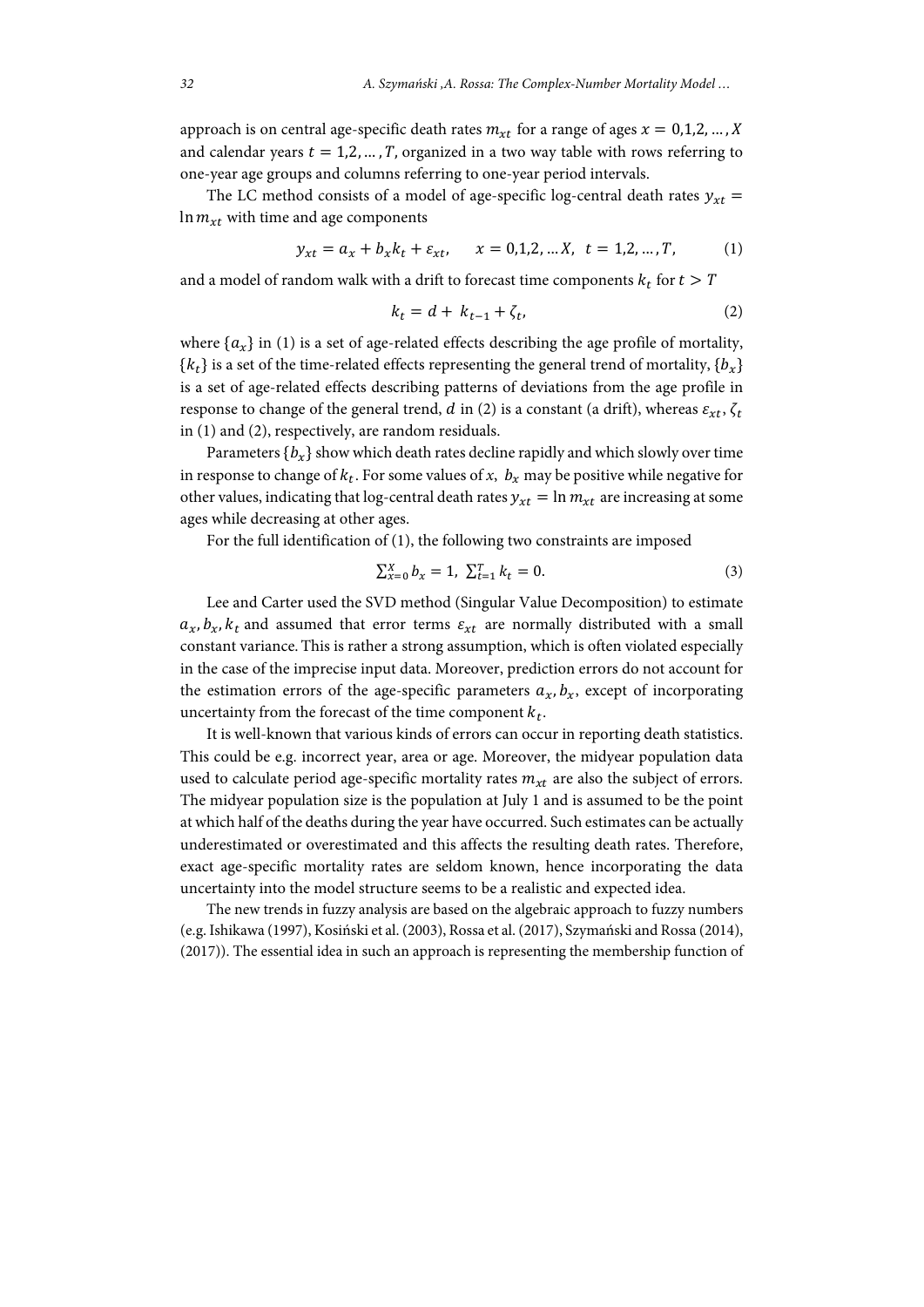approach is on central age-specific death rates $m_{xt}$ for a range of ages $x = 0,1,2, \ldots, X$ and calendar years $t = 1,2, \ldots, T$, organized in a two way table with rows referring to one-year age groups and columns referring to one-year period intervals.

The LC method consists of a model of age-specific log-central death rates $y_{xt} = \ln m_{xt}$ with time and age components

$$y_{xt} = a_x + b_x k_t + \varepsilon_{xt}, \qquad x = 0,1,2, \ldots X, \;\; t = 1,2, \ldots, T, \tag{1}$$

and a model of random walk with a drift to forecast time components $k_t$ for $t > T$

$$k_t = d + k_{t-1} + \zeta_t, \tag{2}$$

where $\{a_x\}$ in (1) is a set of age-related effects describing the age profile of mortality, $\{k_t\}$ is a set of the time-related effects representing the general trend of mortality, $\{b_x\}$ is a set of age-related effects describing patterns of deviations from the age profile in response to change of the general trend, $d$ in (2) is a constant (a drift), whereas $\varepsilon_{xt}, \zeta_t$ in (1) and (2), respectively, are random residuals.

Parameters $\{b_x\}$ show which death rates decline rapidly and which slowly over time in response to change of $k_t$. For some values of $x$, $b_x$ may be positive while negative for other values, indicating that log-central death rates $y_{xt} = \ln m_{xt}$ are increasing at some ages while decreasing at other ages.

For the full identification of (1), the following two constraints are imposed

$$\sum_{x=0}^{X} b_x = 1, \;\; \sum_{t=1}^{T} k_t = 0. \tag{3}$$

Lee and Carter used the SVD method (Singular Value Decomposition) to estimate $a_x, b_x, k_t$ and assumed that error terms $\varepsilon_{xt}$ are normally distributed with a small constant variance. This is rather a strong assumption, which is often violated especially in the case of the imprecise input data. Moreover, prediction errors do not account for the estimation errors of the age-specific parameters $a_x, b_x$, except of incorporating uncertainty from the forecast of the time component $k_t$.

It is well-known that various kinds of errors can occur in reporting death statistics. This could be e.g. incorrect year, area or age. Moreover, the midyear population data used to calculate period age-specific mortality rates $m_{xt}$ are also the subject of errors. The midyear population size is the population at July 1 and is assumed to be the point at which half of the deaths during the year have occurred. Such estimates can be actually underestimated or overestimated and this affects the resulting death rates. Therefore, exact age-specific mortality rates are seldom known, hence incorporating the data uncertainty into the model structure seems to be a realistic and expected idea.

The new trends in fuzzy analysis are based on the algebraic approach to fuzzy numbers (e.g. Ishikawa (1997), Kosiński et al. (2003), Rossa et al. (2017), Szymański and Rossa (2014), (2017)). The essential idea in such an approach is representing the membership function of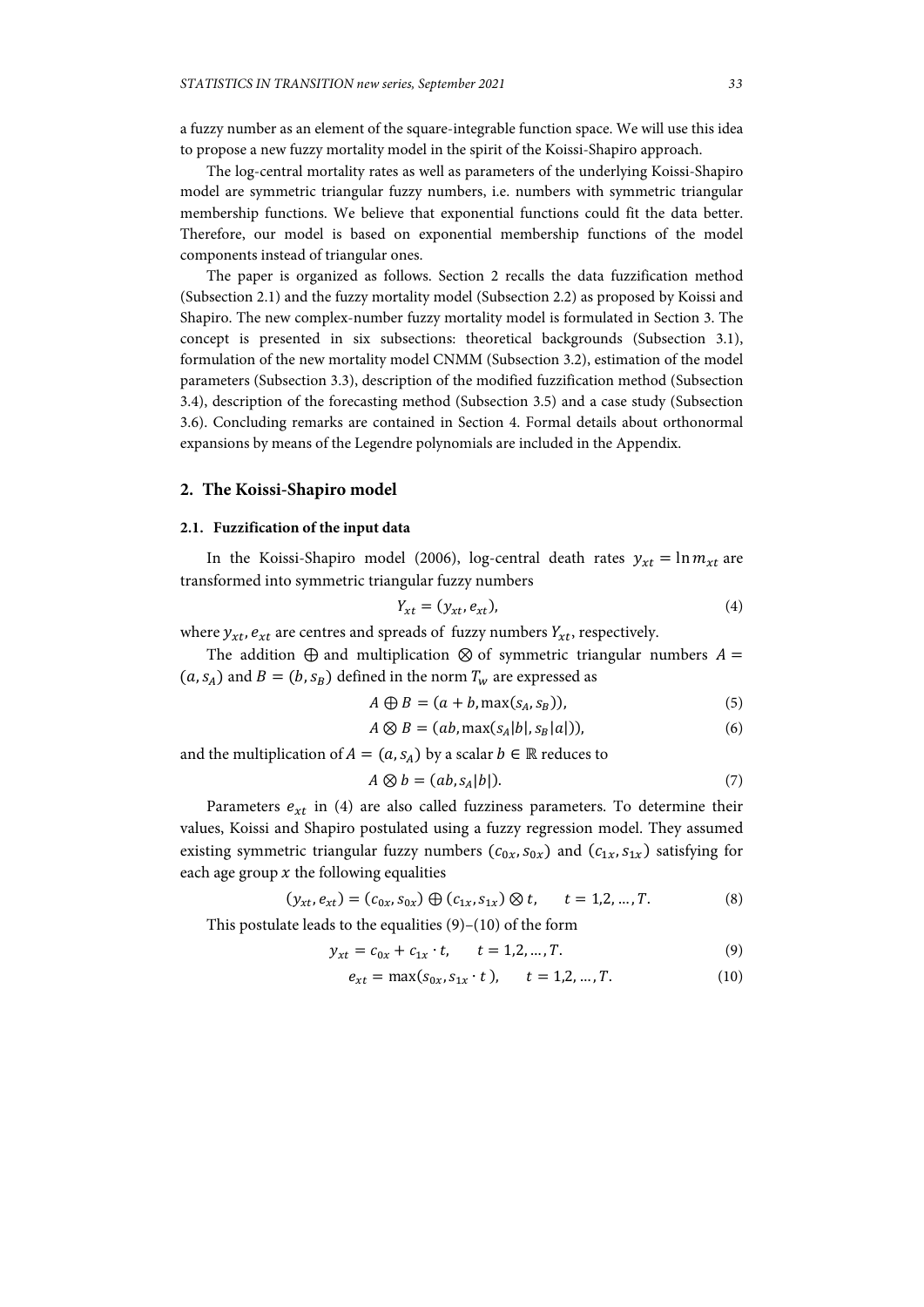a fuzzy number as an element of the square-integrable function space. We will use this idea to propose a new fuzzy mortality model in the spirit of the Koissi-Shapiro approach.

The log-central mortality rates as well as parameters of the underlying Koissi-Shapiro model are symmetric triangular fuzzy numbers, i.e. numbers with symmetric triangular membership functions. We believe that exponential functions could fit the data better. Therefore, our model is based on exponential membership functions of the model components instead of triangular ones.

The paper is organized as follows. Section 2 recalls the data fuzzification method (Subsection 2.1) and the fuzzy mortality model (Subsection 2.2) as proposed by Koissi and Shapiro. The new complex-number fuzzy mortality model is formulated in Section 3. The concept is presented in six subsections: theoretical backgrounds (Subsection 3.1), formulation of the new mortality model CNMM (Subsection 3.2), estimation of the model parameters (Subsection 3.3), description of the modified fuzzification method (Subsection 3.4), description of the forecasting method (Subsection 3.5) and a case study (Subsection 3.6). Concluding remarks are contained in Section 4. Formal details about orthonormal expansions by means of the Legendre polynomials are included in the Appendix.

## 2. The Koissi-Shapiro model

### 2.1. Fuzzification of the input data

In the Koissi-Shapiro model (2006), log-central death rates $y_{xt} = \ln m_{xt}$ are transformed into symmetric triangular fuzzy numbers

$$Y_{xt} = (y_{xt}, e_{xt}), \tag{4}$$

where $y_{xt}, e_{xt}$ are centres and spreads of fuzzy numbers $Y_{xt}$, respectively.

The addition $\oplus$ and multiplication $\otimes$ of symmetric triangular numbers $A = (a, s_A)$ and $B = (b, s_B)$ defined in the norm $T_w$ are expressed as

$$A \oplus B = (a + b, \max(s_A, s_B)), \tag{5}$$

$$A \otimes B = (ab, \max(s_A|b|, s_B|a|)), \tag{6}$$

and the multiplication of $A = (a, s_A)$ by a scalar $b \in \mathbb{R}$ reduces to

$$A \otimes b = (ab, s_A|b|). \tag{7}$$

Parameters $e_{xt}$ in (4) are also called fuzziness parameters. To determine their values, Koissi and Shapiro postulated using a fuzzy regression model. They assumed existing symmetric triangular fuzzy numbers $(c_{0x}, s_{0x})$ and $(c_{1x}, s_{1x})$ satisfying for each age group $x$ the following equalities

$$(y_{xt}, e_{xt}) = (c_{0x}, s_{0x}) \oplus (c_{1x}, s_{1x}) \otimes t, \qquad t = 1,2, \dots, T. \tag{8}$$

This postulate leads to the equalities (9)–(10) of the form

$$y_{xt} = c_{0x} + c_{1x} \cdot t, \qquad t = 1,2, \dots, T. \tag{9}$$

$$e_{xt} = \max(s_{0x}, s_{1x} \cdot t), \qquad t = 1,2, \dots, T. \tag{10}$$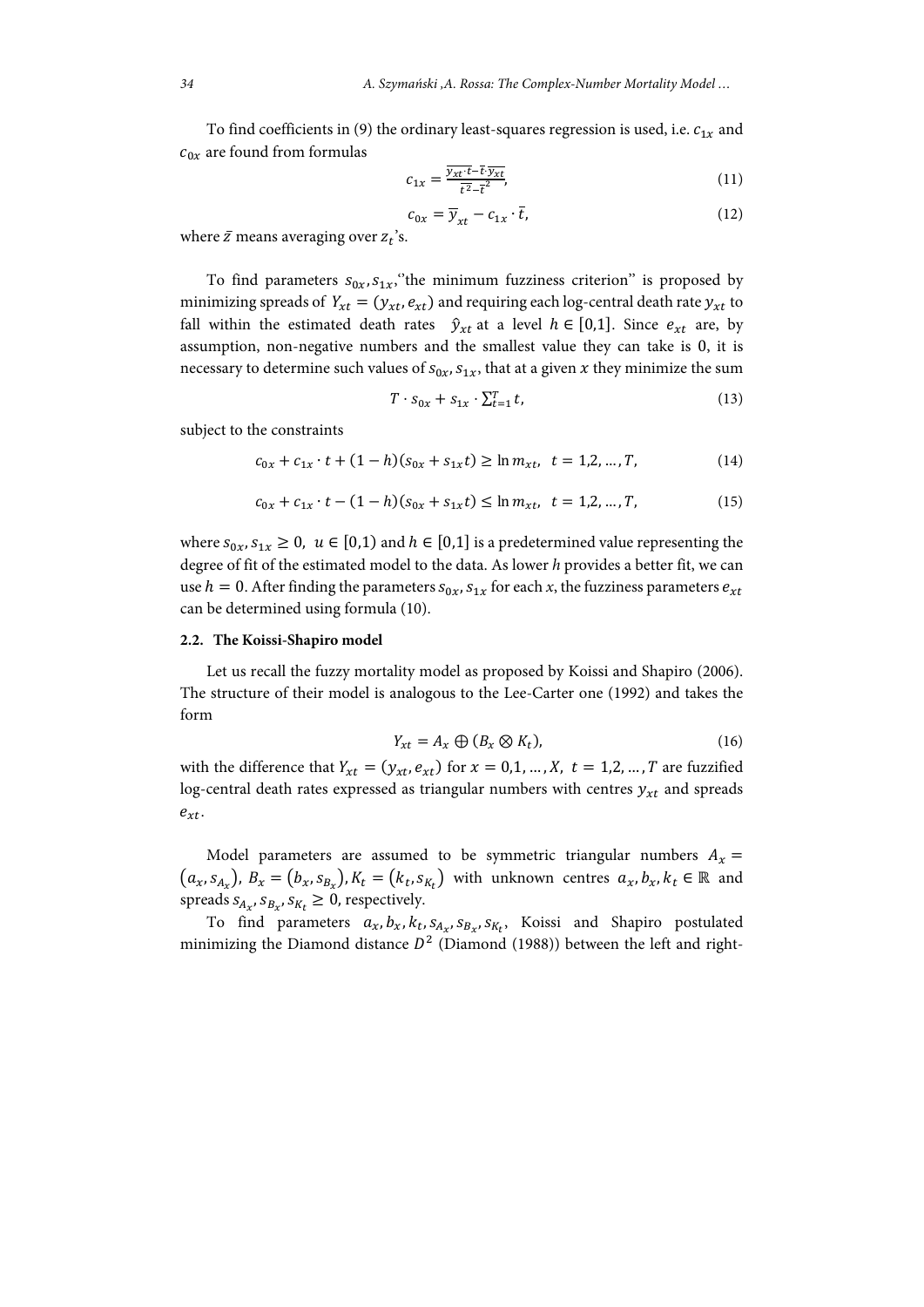To find coefficients in (9) the ordinary least-squares regression is used, i.e. $c_{1x}$ and $c_{0x}$ are found from formulas

$$c_{1x} = \frac{\overline{y_{xt} \cdot t} - \bar{t} \cdot \overline{y_{xt}}}{\overline{t^2} - \bar{t}^2}, \tag{11}$$

$$c_{0x} = \overline{y}_{xt} - c_{1x} \cdot \bar{t}, \tag{12}$$

where $\bar{z}$ means averaging over $z_t$'s.

To find parameters $s_{0x}, s_{1x}$,"the minimum fuzziness criterion" is proposed by minimizing spreads of $Y_{xt} = (y_{xt}, e_{xt})$ and requiring each log-central death rate $y_{xt}$ to fall within the estimated death rates $\hat{y}_{xt}$ at a level $h \in [0,1]$. Since $e_{xt}$ are, by assumption, non-negative numbers and the smallest value they can take is 0, it is necessary to determine such values of $s_{0x}, s_{1x}$, that at a given $x$ they minimize the sum

$$T \cdot s_{0x} + s_{1x} \cdot \sum_{t=1}^{T} t, \tag{13}$$

subject to the constraints

$$c_{0x} + c_{1x} \cdot t + (1-h)(s_{0x} + s_{1x}t) \geq \ln m_{xt}, \quad t = 1,2, \dots, T, \tag{14}$$

$$c_{0x} + c_{1x} \cdot t - (1-h)(s_{0x} + s_{1x}t) \leq \ln m_{xt}, \quad t = 1,2, \dots, T, \tag{15}$$

where $s_{0x}, s_{1x} \geq 0$, $u \in [0,1)$ and $h \in [0,1]$ is a predetermined value representing the degree of fit of the estimated model to the data. As lower $h$ provides a better fit, we can use $h = 0$. After finding the parameters $s_{0x}, s_{1x}$ for each $x$, the fuzziness parameters $e_{xt}$ can be determined using formula (10).

### 2.2. The Koissi-Shapiro model

Let us recall the fuzzy mortality model as proposed by Koissi and Shapiro (2006). The structure of their model is analogous to the Lee-Carter one (1992) and takes the form

$$Y_{xt} = A_x \oplus (B_x \otimes K_t), \tag{16}$$

with the difference that $Y_{xt} = (y_{xt}, e_{xt})$ for $x = 0,1, \dots, X$, $t = 1,2, \dots, T$ are fuzzified log-central death rates expressed as triangular numbers with centres $y_{xt}$ and spreads $e_{xt}$.

Model parameters are assumed to be symmetric triangular numbers $A_x = (a_x, s_{A_x})$, $B_x = (b_x, s_{B_x})$, $K_t = (k_t, s_{K_t})$ with unknown centres $a_x, b_x, k_t \in \mathbb{R}$ and spreads $s_{A_x}, s_{B_x}, s_{K_t} \geq 0$, respectively.

To find parameters $a_x, b_x, k_t, s_{A_x}, s_{B_x}, s_{K_t}$, Koissi and Shapiro postulated minimizing the Diamond distance $D^2$ (Diamond (1988)) between the left and right-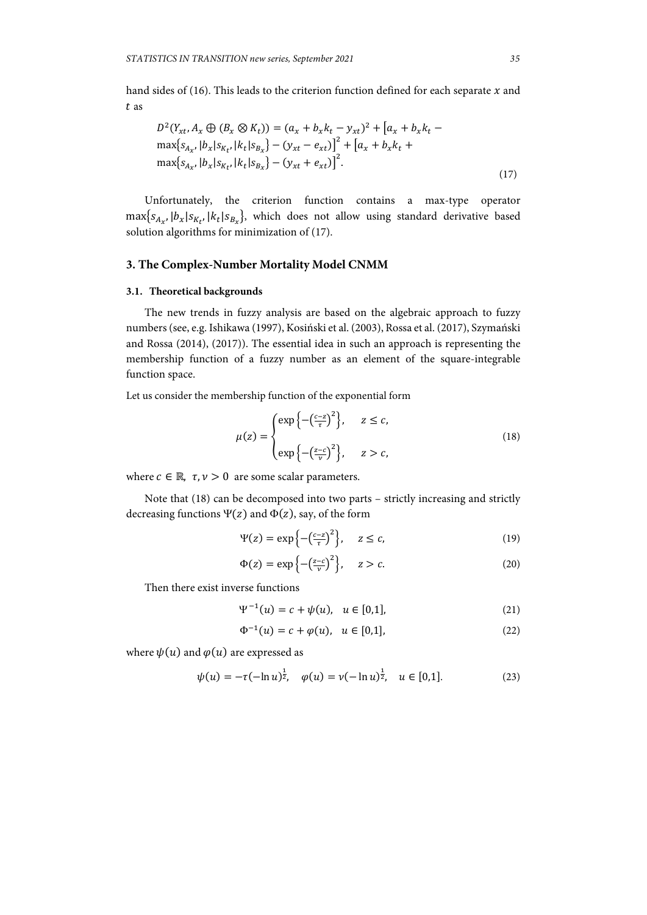hand sides of (16). This leads to the criterion function defined for each separate $x$ and $t$ as

$$D^2(Y_{xt}, A_x \oplus (B_x \otimes K_t)) = (a_x + b_x k_t - y_{xt})^2 + \left[a_x + b_x k_t - \max\{s_{A_x}, |b_x| s_{K_t}, |k_t| s_{B_x}\} - (y_{xt} - e_{xt})\right]^2 + \left[a_x + b_x k_t + \max\{s_{A_x}, |b_x| s_{K_t}, |k_t| s_{B_x}\} - (y_{xt} + e_{xt})\right]^2. \tag{17}$$

Unfortunately, the criterion function contains a max-type operator $\max\{s_{A_x}, |b_x| s_{K_t}, |k_t| s_{B_x}\}$, which does not allow using standard derivative based solution algorithms for minimization of (17).

## 3. The Complex-Number Mortality Model CNMM

### 3.1. Theoretical backgrounds

The new trends in fuzzy analysis are based on the algebraic approach to fuzzy numbers (see, e.g. Ishikawa (1997), Kosiński et al. (2003), Rossa et al. (2017), Szymański and Rossa (2014), (2017)). The essential idea in such an approach is representing the membership function of a fuzzy number as an element of the square-integrable function space.

Let us consider the membership function of the exponential form

$$\mu(z) = \begin{cases} \exp\left\{-\left(\frac{c-z}{\tau}\right)^2\right\}, & z \le c, \\ \exp\left\{-\left(\frac{z-c}{\nu}\right)^2\right\}, & z > c, \end{cases} \tag{18}$$

where $c \in \mathbb{R},\ \tau, \nu > 0$ are some scalar parameters.

Note that (18) can be decomposed into two parts – strictly increasing and strictly decreasing functions $\Psi(z)$ and $\Phi(z)$, say, of the form

$$\Psi(z) = \exp\left\{-\left(\tfrac{c-z}{\tau}\right)^2\right\}, \quad z \le c, \tag{19}$$

$$\Phi(z) = \exp\left\{-\left(\tfrac{z-c}{\nu}\right)^2\right\}, \quad z > c. \tag{20}$$

Then there exist inverse functions

$$\Psi^{-1}(u) = c + \psi(u), \quad u \in [0,1], \tag{21}$$

$$\Phi^{-1}(u) = c + \varphi(u), \quad u \in [0,1], \tag{22}$$

where $\psi(u)$ and $\varphi(u)$ are expressed as

$$\psi(u) = -\tau(-\ln u)^{\frac{1}{2}}, \quad \varphi(u) = \nu(-\ln u)^{\frac{1}{2}}, \quad u \in [0,1]. \tag{23}$$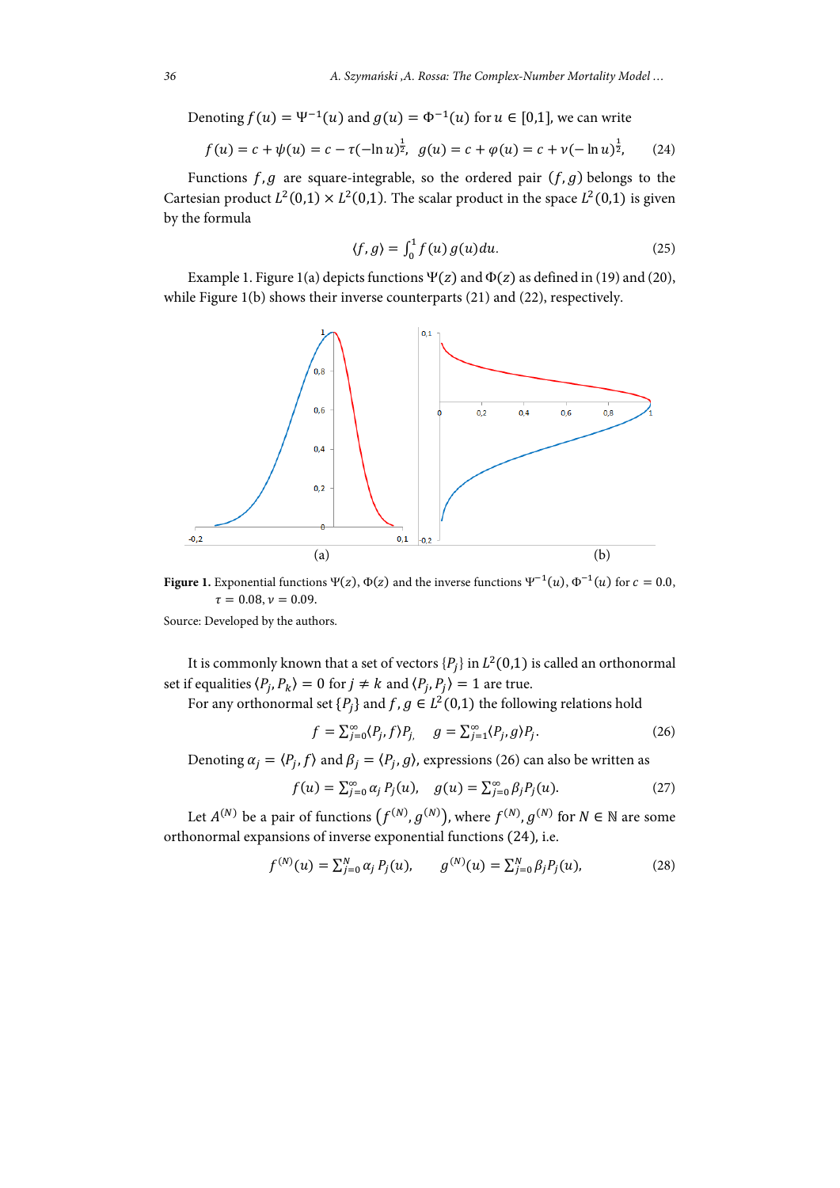Denoting $f(u) = \Psi^{-1}(u)$ and $g(u) = \Phi^{-1}(u)$ for $u \in [0,1]$, we can write

$$f(u) = c + \psi(u) = c - \tau(-\ln u)^{\frac{1}{2}}, \quad g(u) = c + \varphi(u) = c + \nu(-\ln u)^{\frac{1}{2}}, \tag{24}$$

Functions $f, g$ are square-integrable, so the ordered pair $(f, g)$ belongs to the Cartesian product $L^2(0,1) \times L^2(0,1)$. The scalar product in the space $L^2(0,1)$ is given by the formula

$$\langle f, g \rangle = \int_0^1 f(u)\, g(u) du. \tag{25}$$

Example 1. Figure 1(a) depicts functions $\Psi(z)$ and $\Phi(z)$ as defined in (19) and (20), while Figure 1(b) shows their inverse counterparts (21) and (22), respectively.

(a) (b)

**Figure 1.** Exponential functions $\Psi(z)$, $\Phi(z)$ and the inverse functions $\Psi^{-1}(u)$, $\Phi^{-1}(u)$ for $c = 0.0$, $\tau = 0.08$, $\nu = 0.09$.

Source: Developed by the authors.

It is commonly known that a set of vectors $\{P_j\}$ in $L^2(0,1)$ is called an orthonormal set if equalities $\langle P_j, P_k \rangle = 0$ for $j \neq k$ and $\langle P_j, P_j \rangle = 1$ are true.

For any orthonormal set $\{P_j\}$ and $f, g \in L^2(0,1)$ the following relations hold

$$f = \sum_{j=0}^{\infty} \langle P_j, f \rangle P_j, \quad g = \sum_{j=1}^{\infty} \langle P_j, g \rangle P_j. \tag{26}$$

Denoting $\alpha_j = \langle P_j, f \rangle$ and $\beta_j = \langle P_j, g \rangle$, expressions (26) can also be written as

$$f(u) = \sum_{j=0}^{\infty} \alpha_j P_j(u), \quad g(u) = \sum_{j=0}^{\infty} \beta_j P_j(u). \tag{27}$$

Let $A^{(N)}$ be a pair of functions $(f^{(N)}, g^{(N)})$, where $f^{(N)}, g^{(N)}$ for $N \in \mathbb{N}$ are some orthonormal expansions of inverse exponential functions (24), i.e.

$$f^{(N)}(u) = \sum_{j=0}^{N} \alpha_j P_j(u), \qquad g^{(N)}(u) = \sum_{j=0}^{N} \beta_j P_j(u), \tag{28}$$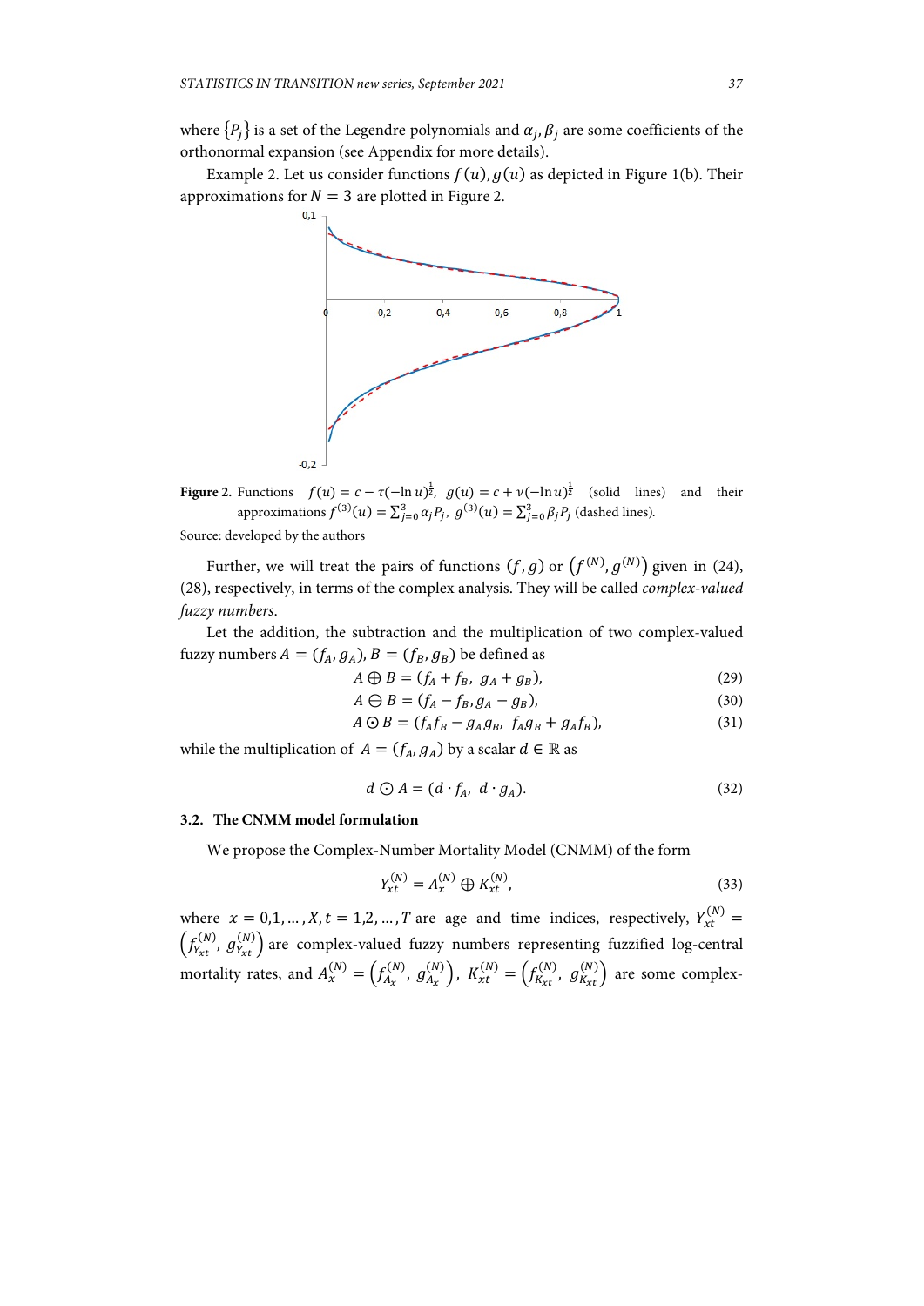where $\{P_j\}$ is a set of the Legendre polynomials and $\alpha_j, \beta_j$ are some coefficients of the orthonormal expansion (see Appendix for more details).

Example 2. Let us consider functions $f(u), g(u)$ as depicted in Figure 1(b). Their approximations for $N = 3$ are plotted in Figure 2.

**Figure 2.** Functions $f(u) = c - \tau(-\ln u)^{\frac{1}{2}}$, $g(u) = c + \nu(-\ln u)^{\frac{1}{2}}$ (solid lines) and their approximations $f^{(3)}(u) = \sum_{j=0}^{3} \alpha_j P_j$, $g^{(3)}(u) = \sum_{j=0}^{3} \beta_j P_j$ (dashed lines).

Source: developed by the authors

Further, we will treat the pairs of functions $(f, g)$ or $(f^{(N)}, g^{(N)})$ given in (24), (28), respectively, in terms of the complex analysis. They will be called *complex-valued fuzzy numbers*.

Let the addition, the subtraction and the multiplication of two complex-valued fuzzy numbers $A = (f_A, g_A)$, $B = (f_B, g_B)$ be defined as

$$A \oplus B = (f_A + f_B,\ g_A + g_B), \tag{29}$$

$$A \ominus B = (f_A - f_B, g_A - g_B), \tag{30}$$

$$A \odot B = (f_A f_B - g_A g_B,\ f_A g_B + g_A f_B), \tag{31}$$

while the multiplication of $A = (f_A, g_A)$ by a scalar $d \in \mathbb{R}$ as

$$d \odot A = (d \cdot f_A,\ d \cdot g_A). \tag{32}$$

### 3.2. The CNMM model formulation

We propose the Complex-Number Mortality Model (CNMM) of the form

$$Y_{xt}^{(N)} = A_x^{(N)} \oplus K_{xt}^{(N)}, \tag{33}$$

where $x = 0,1, \dots, X, t = 1,2, \dots, T$ are age and time indices, respectively, $Y_{xt}^{(N)} = \left(f_{Y_{xt}}^{(N)},\ g_{Y_{xt}}^{(N)}\right)$ are complex-valued fuzzy numbers representing fuzzified log-central mortality rates, and $A_x^{(N)} = \left(f_{A_x}^{(N)},\ g_{A_x}^{(N)}\right)$, $K_{xt}^{(N)} = \left(f_{K_{xt}}^{(N)},\ g_{K_{xt}}^{(N)}\right)$ are some complex-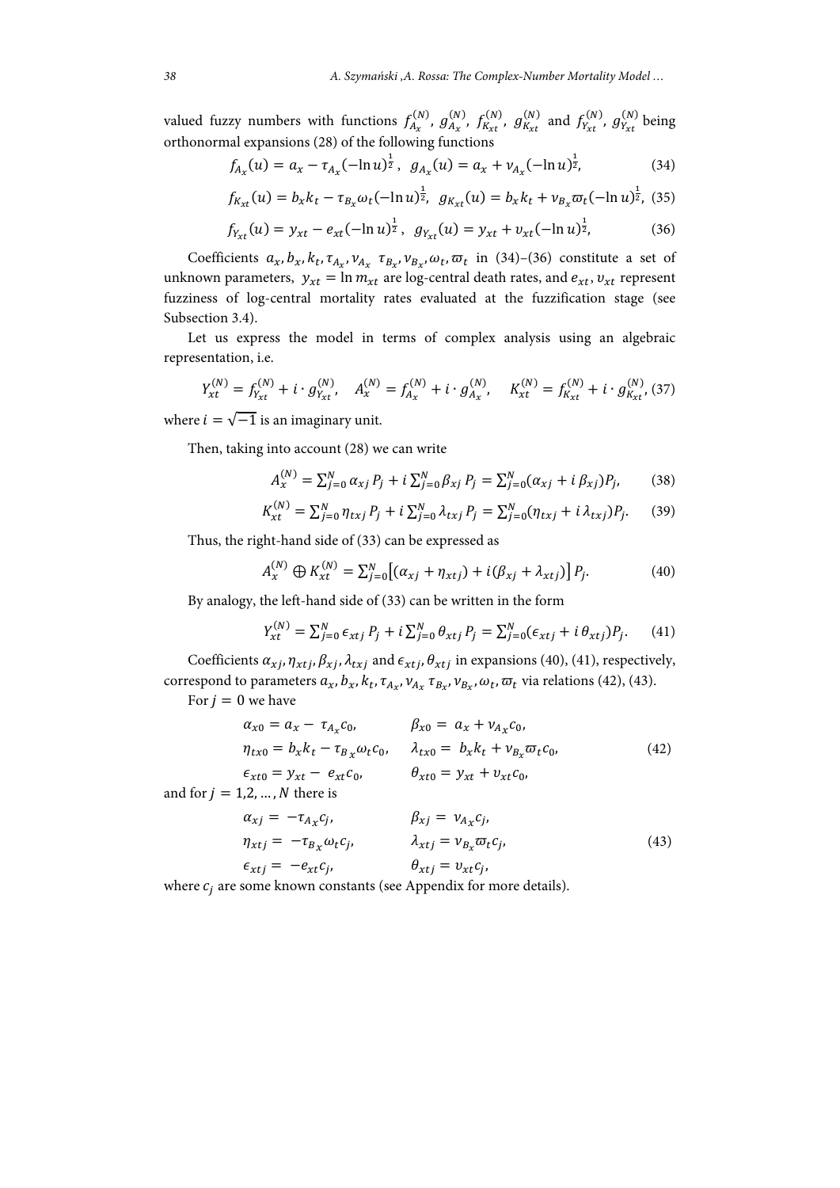valued fuzzy numbers with functions $f_{A_x}^{(N)}$, $g_{A_x}^{(N)}$, $f_{K_{xt}}^{(N)}$, $g_{K_{xt}}^{(N)}$ and $f_{Y_{xt}}^{(N)}$, $g_{Y_{xt}}^{(N)}$ being orthonormal expansions (28) of the following functions

$$f_{A_x}(u) = a_x - \tau_{A_x}(-\ln u)^{\frac{1}{2}}, \quad g_{A_x}(u) = a_x + \nu_{A_x}(-\ln u)^{\frac{1}{2}}, \tag{34}$$

$$f_{K_{xt}}(u) = b_x k_t - \tau_{B_x}\omega_t(-\ln u)^{\frac{1}{2}}, \quad g_{K_{xt}}(u) = b_x k_t + \nu_{B_x}\varpi_t(-\ln u)^{\frac{1}{2}}, \tag{35}$$

$$f_{Y_{xt}}(u) = y_{xt} - e_{xt}(-\ln u)^{\frac{1}{2}}, \quad g_{Y_{xt}}(u) = y_{xt} + \upsilon_{xt}(-\ln u)^{\frac{1}{2}}, \tag{36}$$

Coefficients $a_x, b_x, k_t, \tau_{A_x}, \nu_{A_x}\ \tau_{B_x}, \nu_{B_x}, \omega_t, \varpi_t$ in (34)–(36) constitute a set of unknown parameters, $y_{xt} = \ln m_{xt}$ are log-central death rates, and $e_{xt}, \upsilon_{xt}$ represent fuzziness of log-central mortality rates evaluated at the fuzzification stage (see Subsection 3.4).

Let us express the model in terms of complex analysis using an algebraic representation, i.e.

$$Y_{xt}^{(N)} = f_{Y_{xt}}^{(N)} + i \cdot g_{Y_{xt}}^{(N)}, \quad A_x^{(N)} = f_{A_x}^{(N)} + i \cdot g_{A_x}^{(N)}, \quad K_{xt}^{(N)} = f_{K_{xt}}^{(N)} + i \cdot g_{K_{xt}}^{(N)}, \tag{37}$$

where $i = \sqrt{-1}$ is an imaginary unit.

Then, taking into account (28) we can write

$$A_x^{(N)} = \sum_{j=0}^{N} \alpha_{xj} P_j + i \sum_{j=0}^{N} \beta_{xj} P_j = \sum_{j=0}^{N} (\alpha_{xj} + i\, \beta_{xj}) P_j, \tag{38}$$

$$K_{xt}^{(N)} = \sum_{j=0}^{N} \eta_{txj} P_j + i \sum_{j=0}^{N} \lambda_{txj} P_j = \sum_{j=0}^{N} (\eta_{txj} + i\, \lambda_{txj}) P_j. \tag{39}$$

Thus, the right-hand side of (33) can be expressed as

$$A_x^{(N)} \oplus K_{xt}^{(N)} = \sum_{j=0}^{N} \left[ (\alpha_{xj} + \eta_{xtj}) + i(\beta_{xj} + \lambda_{xtj}) \right] P_j. \tag{40}$$

By analogy, the left-hand side of (33) can be written in the form

$$Y_{xt}^{(N)} = \sum_{j=0}^{N} \epsilon_{xtj} P_j + i \sum_{j=0}^{N} \theta_{xtj} P_j = \sum_{j=0}^{N} (\epsilon_{xtj} + i\, \theta_{xtj}) P_j. \tag{41}$$

Coefficients $\alpha_{xj}, \eta_{xtj}, \beta_{xj}, \lambda_{xtj}$ and $\epsilon_{xtj}, \theta_{xtj}$ in expansions (40), (41), respectively, correspond to parameters $a_x, b_x, k_t, \tau_{A_x}, \nu_{A_x}\ \tau_{B_x}, \nu_{B_x}, \omega_t, \varpi_t$ via relations (42), (43).

For $j = 0$ we have

$$\begin{aligned}
\alpha_{x0} &= a_x - \tau_{A_x} c_0, & \beta_{x0} &= a_x + \nu_{A_x} c_0, \\
\eta_{tx0} &= b_x k_t - \tau_{B_x}\omega_t c_0, & \lambda_{tx0} &= b_x k_t + \nu_{B_x}\varpi_t c_0, \\
\epsilon_{xt0} &= y_{xt} - e_{xt} c_0, & \theta_{xt0} &= y_{xt} + \upsilon_{xt} c_0,
\end{aligned} \tag{42}$$

and for $j = 1,2,\ldots,N$ there is

$$\begin{aligned}
\alpha_{xj} &= -\tau_{A_x} c_j, & \beta_{xj} &= \nu_{A_x} c_j, \\
\eta_{xtj} &= -\tau_{B_x}\omega_t c_j, & \lambda_{xtj} &= \nu_{B_x}\varpi_t c_j, \\
\epsilon_{xtj} &= -e_{xt} c_j, & \theta_{xtj} &= \upsilon_{xt} c_j,
\end{aligned} \tag{43}$$

where $c_j$ are some known constants (see Appendix for more details).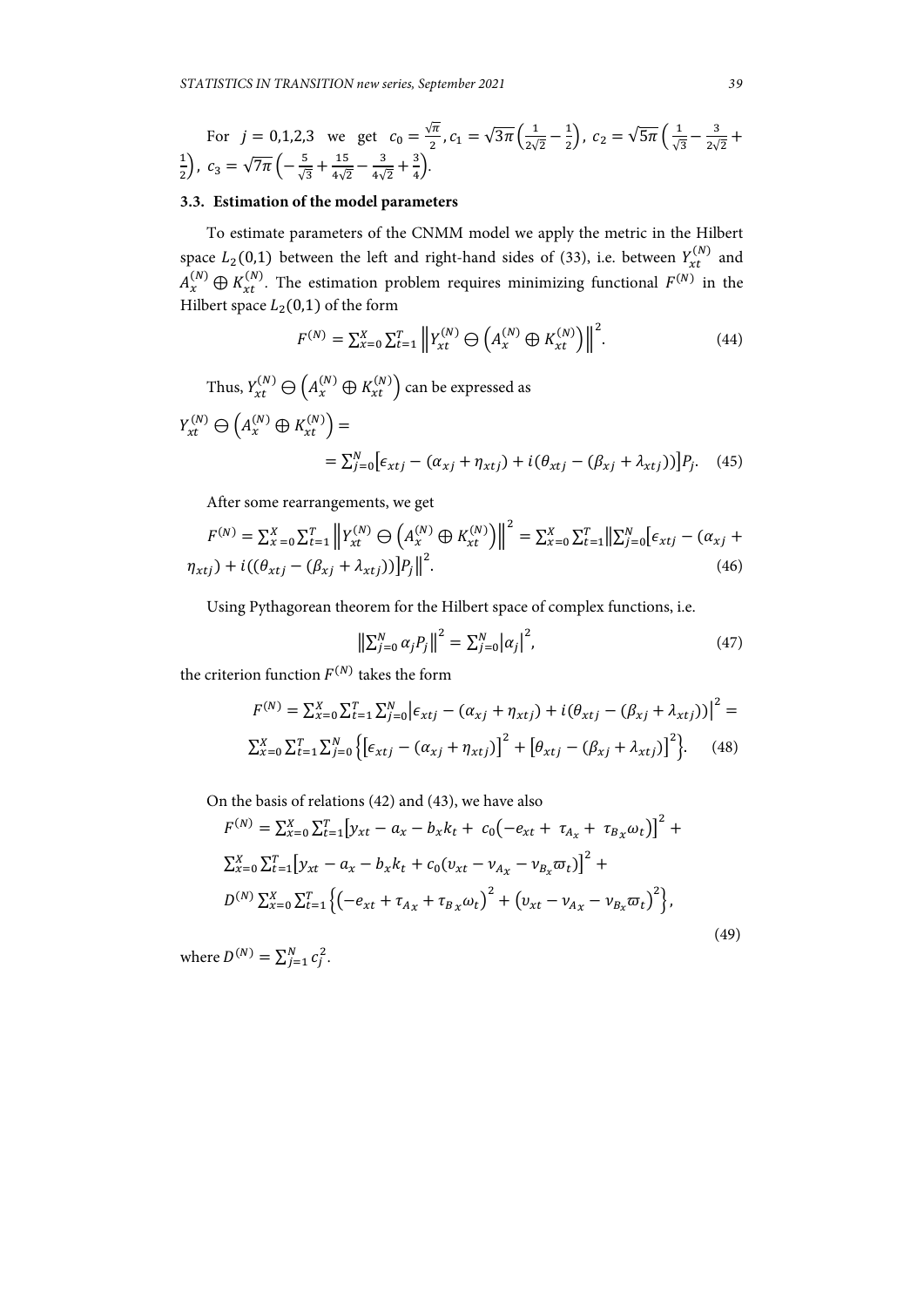For $j = 0,1,2,3$ we get $c_0 = \frac{\sqrt{\pi}}{2}, c_1 = \sqrt{3\pi}\left(\frac{1}{2\sqrt{2}} - \frac{1}{2}\right),\ c_2 = \sqrt{5\pi}\left(\frac{1}{\sqrt{3}} - \frac{3}{2\sqrt{2}} + \frac{1}{2}\right),\ c_3 = \sqrt{7\pi}\left(-\frac{5}{\sqrt{3}} + \frac{15}{4\sqrt{2}} - \frac{3}{4\sqrt{2}} + \frac{3}{4}\right)$.

### 3.3. Estimation of the model parameters

To estimate parameters of the CNMM model we apply the metric in the Hilbert space $L_2(0,1)$ between the left and right-hand sides of (33), i.e. between $Y_{xt}^{(N)}$ and $A_x^{(N)} \oplus K_{xt}^{(N)}$. The estimation problem requires minimizing functional $F^{(N)}$ in the Hilbert space $L_2(0,1)$ of the form

$$F^{(N)} = \sum_{x=0}^{X} \sum_{t=1}^{T} \left\| Y_{xt}^{(N)} \ominus \left(A_x^{(N)} \oplus K_{xt}^{(N)}\right)\right\|^2. \tag{44}$$

Thus, $Y_{xt}^{(N)} \ominus \left(A_x^{(N)} \oplus K_{xt}^{(N)}\right)$ can be expressed as

$$Y_{xt}^{(N)} \ominus \left(A_x^{(N)} \oplus K_{xt}^{(N)}\right) = \\ = \sum_{j=0}^{N}\left[\epsilon_{xtj} - (\alpha_{xj} + \eta_{xtj}) + i(\theta_{xtj} - (\beta_{xj} + \lambda_{xtj}))\right]P_j. \tag{45}$$

After some rearrangements, we get

$$F^{(N)} = \sum_{x=0}^{X} \sum_{t=1}^{T} \left\| Y_{xt}^{(N)} \ominus \left(A_x^{(N)} \oplus K_{xt}^{(N)}\right)\right\|^2 = \sum_{x=0}^{X} \sum_{t=1}^{T} \left\| \sum_{j=0}^{N}\left[\epsilon_{xtj} - (\alpha_{xj} + \eta_{xtj}) + i((\theta_{xtj} - (\beta_{xj} + \lambda_{xtj}))\right]P_j \right\|^2. \tag{46}$$

Using Pythagorean theorem for the Hilbert space of complex functions, i.e.

$$\left\|\sum_{j=0}^{N} \alpha_j P_j\right\|^2 = \sum_{j=0}^{N} \left|\alpha_j\right|^2, \tag{47}$$

the criterion function $F^{(N)}$ takes the form

$$F^{(N)} = \sum_{x=0}^{X} \sum_{t=1}^{T} \sum_{j=0}^{N} \left|\epsilon_{xtj} - (\alpha_{xj} + \eta_{xtj}) + i(\theta_{xtj} - (\beta_{xj} + \lambda_{xtj}))\right|^2 = \\ \sum_{x=0}^{X} \sum_{t=1}^{T} \sum_{j=0}^{N} \left\{\left[\epsilon_{xtj} - (\alpha_{xj} + \eta_{xtj})\right]^2 + \left[\theta_{xtj} - (\beta_{xj} + \lambda_{xtj})\right]^2\right\}. \tag{48}$$

On the basis of relations (42) and (43), we have also

$$F^{(N)} = \sum_{x=0}^{X} \sum_{t=1}^{T} \left[y_{xt} - a_x - b_x k_t + c_0\left(-e_{xt} + \tau_{A_x} + \tau_{B_x}\omega_t\right)\right]^2 + \\ \sum_{x=0}^{X} \sum_{t=1}^{T} \left[y_{xt} - a_x - b_x k_t + c_0(v_{xt} - \nu_{A_x} - \nu_{B_x}\varpi_t)\right]^2 + \\ D^{(N)} \sum_{x=0}^{X} \sum_{t=1}^{T} \left\{\left(-e_{xt} + \tau_{A_x} + \tau_{B_x}\omega_t\right)^2 + \left(v_{xt} - \nu_{A_x} - \nu_{B_x}\varpi_t\right)^2\right\}, \tag{49}$$

where $D^{(N)} = \sum_{j=1}^{N} c_j^2$.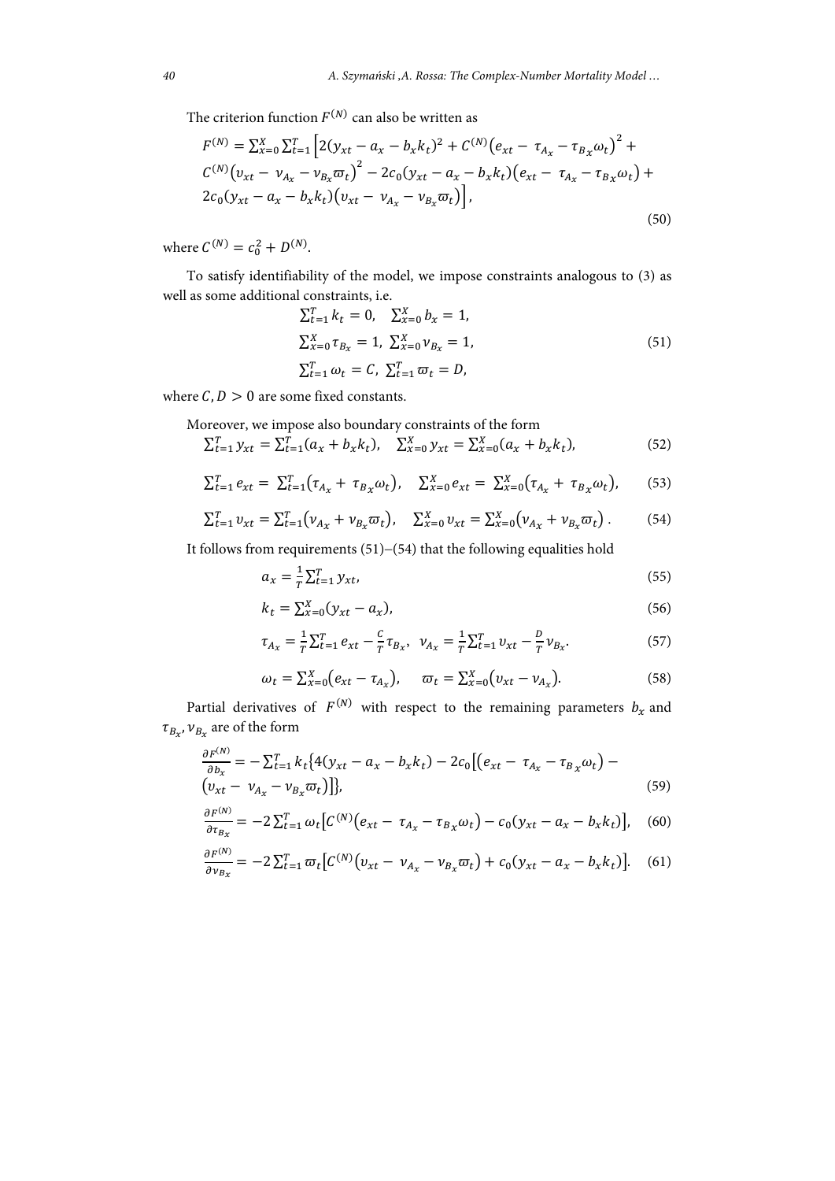The criterion function $F^{(N)}$ can also be written as

$$F^{(N)} = \sum_{x=0}^{X}\sum_{t=1}^{T}\Big[2(y_{xt} - a_x - b_x k_t)^2 + C^{(N)}\big(e_{xt} - \tau_{A_x} - \tau_{B_x}\omega_t\big)^2 + C^{(N)}\big(\upsilon_{xt} - \nu_{A_x} - \nu_{B_x}\varpi_t\big)^2 - 2c_0(y_{xt} - a_x - b_x k_t)\big(e_{xt} - \tau_{A_x} - \tau_{B_x}\omega_t\big) + 2c_0(y_{xt} - a_x - b_x k_t)\big(\upsilon_{xt} - \nu_{A_x} - \nu_{B_x}\varpi_t\big)\Big], \tag{50}$$

where $C^{(N)} = c_0^2 + D^{(N)}$.

To satisfy identifiability of the model, we impose constraints analogous to (3) as well as some additional constraints, i.e.

$$\begin{gathered}\sum_{t=1}^{T} k_t = 0, \quad \sum_{x=0}^{X} b_x = 1, \\ \sum_{x=0}^{X}\tau_{B_x} = 1, \ \sum_{x=0}^{X}\nu_{B_x} = 1, \\ \sum_{t=1}^{T}\omega_t = C, \ \sum_{t=1}^{T}\varpi_t = D,\end{gathered} \tag{51}$$

where $C, D > 0$ are some fixed constants.

Moreover, we impose also boundary constraints of the form

$$\sum_{t=1}^{T} y_{xt} = \sum_{t=1}^{T}(a_x + b_x k_t), \quad \sum_{x=0}^{X} y_{xt} = \sum_{x=0}^{X}(a_x + b_x k_t), \tag{52}$$

$$\sum_{t=1}^{T} e_{xt} = \sum_{t=1}^{T}\big(\tau_{A_x} + \tau_{B_x}\omega_t\big), \quad \sum_{x=0}^{X} e_{xt} = \sum_{x=0}^{X}\big(\tau_{A_x} + \tau_{B_x}\omega_t\big), \tag{53}$$

$$\sum_{t=1}^{T} \upsilon_{xt} = \sum_{t=1}^{T}\big(\nu_{A_x} + \nu_{B_x}\varpi_t\big), \quad \sum_{x=0}^{X} \upsilon_{xt} = \sum_{x=0}^{X}\big(\nu_{A_x} + \nu_{B_x}\varpi_t\big). \tag{54}$$

It follows from requirements (51)–(54) that the following equalities hold

$$a_x = \frac{1}{T}\sum_{t=1}^{T} y_{xt}, \tag{55}$$

$$k_t = \sum_{x=0}^{X}(y_{xt} - a_x), \tag{56}$$

$$\tau_{A_x} = \frac{1}{T}\sum_{t=1}^{T} e_{xt} - \frac{C}{T}\tau_{B_x}, \quad \nu_{A_x} = \frac{1}{T}\sum_{t=1}^{T}\upsilon_{xt} - \frac{D}{T}\nu_{B_x}. \tag{57}$$

$$\omega_t = \sum_{x=0}^{X}\big(e_{xt} - \tau_{A_x}\big), \quad \varpi_t = \sum_{x=0}^{X}\big(\upsilon_{xt} - \nu_{A_x}\big). \tag{58}$$

Partial derivatives of $F^{(N)}$ with respect to the remaining parameters $b_x$ and $\tau_{B_x}, \nu_{B_x}$ are of the form

$$\frac{\partial F^{(N)}}{\partial b_x} = -\sum_{t=1}^{T} k_t\big\{4(y_{xt} - a_x - b_x k_t) - 2c_0\big[\big(e_{xt} - \tau_{A_x} - \tau_{B_x}\omega_t\big) - \big(\upsilon_{xt} - \nu_{A_x} - \nu_{B_x}\varpi_t\big)\big]\big\}, \tag{59}$$

$$\frac{\partial F^{(N)}}{\partial \tau_{B_x}} = -2\sum_{t=1}^{T}\omega_t\big[C^{(N)}\big(e_{xt} - \tau_{A_x} - \tau_{B_x}\omega_t\big) - c_0(y_{xt} - a_x - b_x k_t)\big], \tag{60}$$

$$\frac{\partial F^{(N)}}{\partial \nu_{B_x}} = -2\sum_{t=1}^{T}\varpi_t\big[C^{(N)}\big(\upsilon_{xt} - \nu_{A_x} - \nu_{B_x}\varpi_t\big) + c_0(y_{xt} - a_x - b_x k_t)\big]. \tag{61}$$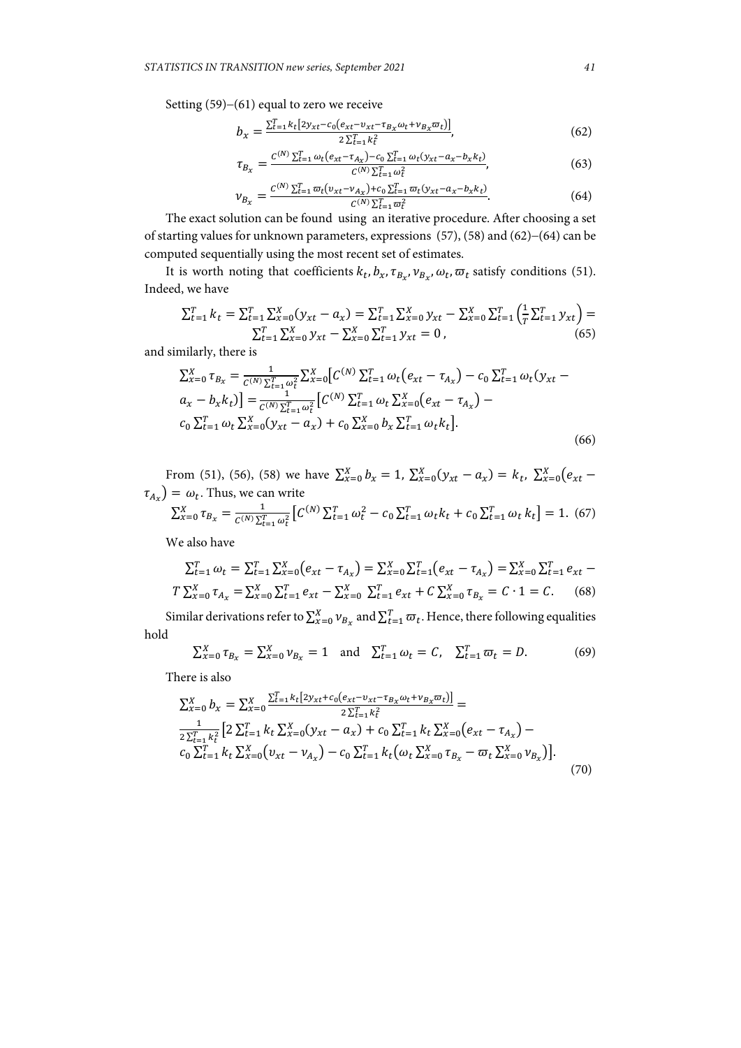Setting (59)–(61) equal to zero we receive

$$b_x = \frac{\sum_{t=1}^{T} k_t \left[2y_{xt} - c_0\left(e_{xt} - \upsilon_{xt} - \tau_{B_x}\omega_t + \nu_{B_x}\varpi_t\right)\right]}{2\sum_{t=1}^{T} k_t^2}, \tag{62}$$

$$\tau_{B_x} = \frac{C^{(N)} \sum_{t=1}^{T} \omega_t \left(e_{xt} - \tau_{A_x}\right) - c_0 \sum_{t=1}^{T} \omega_t \left(y_{xt} - a_x - b_x k_t\right)}{C^{(N)} \sum_{t=1}^{T} \omega_t^2}, \tag{63}$$

$$\nu_{B_x} = \frac{C^{(N)} \sum_{t=1}^{T} \varpi_t \left(\upsilon_{xt} - \nu_{A_x}\right) + c_0 \sum_{t=1}^{T} \varpi_t \left(y_{xt} - a_x - b_x k_t\right)}{C^{(N)} \sum_{t=1}^{T} \varpi_t^2}. \tag{64}$$

The exact solution can be found using an iterative procedure. After choosing a set of starting values for unknown parameters, expressions (57), (58) and (62)–(64) can be computed sequentially using the most recent set of estimates.

It is worth noting that coefficients $k_t, b_x, \tau_{B_x}, \nu_{B_x}, \omega_t, \varpi_t$ satisfy conditions (51). Indeed, we have

$$\sum_{t=1}^{T} k_t = \sum_{t=1}^{T} \sum_{x=0}^{X} \left(y_{xt} - a_x\right) = \sum_{t=1}^{T} \sum_{x=0}^{X} y_{xt} - \sum_{x=0}^{X} \sum_{t=1}^{T} \left(\frac{1}{T} \sum_{t=1}^{T} y_{xt}\right) = \sum_{t=1}^{T} \sum_{x=0}^{X} y_{xt} - \sum_{x=0}^{X} \sum_{t=1}^{T} y_{xt} = 0\,, \tag{65}$$

and similarly, there is

$$\sum_{x=0}^{X} \tau_{B_x} = \frac{1}{C^{(N)} \sum_{t=1}^{T} \omega_t^2} \sum_{x=0}^{X} \left[C^{(N)} \sum_{t=1}^{T} \omega_t \left(e_{xt} - \tau_{A_x}\right) - c_0 \sum_{t=1}^{T} \omega_t \left(y_{xt} - a_x - b_x k_t\right)\right] = \frac{1}{C^{(N)} \sum_{t=1}^{T} \omega_t^2} \left[C^{(N)} \sum_{t=1}^{T} \omega_t \sum_{x=0}^{X} \left(e_{xt} - \tau_{A_x}\right) - c_0 \sum_{t=1}^{T} \omega_t \sum_{x=0}^{X} \left(y_{xt} - a_x\right) + c_0 \sum_{x=0}^{X} b_x \sum_{t=1}^{T} \omega_t k_t\right]. \tag{66}$$

From (51), (56), (58) we have $\sum_{x=0}^{X} b_x = 1$, $\sum_{x=0}^{X} \left(y_{xt} - a_x\right) = k_t$, $\sum_{x=0}^{X} \left(e_{xt} - \tau_{A_x}\right) = \omega_t$. Thus, we can write

$$\sum_{x=0}^{X} \tau_{B_x} = \frac{1}{C^{(N)} \sum_{t=1}^{T} \omega_t^2} \left[C^{(N)} \sum_{t=1}^{T} \omega_t^2 - c_0 \sum_{t=1}^{T} \omega_t k_t + c_0 \sum_{t=1}^{T} \omega_t k_t\right] = 1. \tag{67}$$

We also have

$$\sum_{t=1}^{T} \omega_t = \sum_{t=1}^{T} \sum_{x=0}^{X} \left(e_{xt} - \tau_{A_x}\right) = \sum_{x=0}^{X} \sum_{t=1}^{T} \left(e_{xt} - \tau_{A_x}\right) = \sum_{x=0}^{X} \sum_{t=1}^{T} e_{xt} - T \sum_{x=0}^{X} \tau_{A_x} = \sum_{x=0}^{X} \sum_{t=1}^{T} e_{xt} - \sum_{x=0}^{X} \sum_{t=1}^{T} e_{xt} + C \sum_{x=0}^{X} \tau_{B_x} = C \cdot 1 = C. \tag{68}$$

Similar derivations refer to $\sum_{x=0}^{X} \nu_{B_x}$ and $\sum_{t=1}^{T} \varpi_t$. Hence, there following equalities hold

$$\sum_{x=0}^{X} \tau_{B_x} = \sum_{x=0}^{X} \nu_{B_x} = 1 \quad \text{and} \quad \sum_{t=1}^{T} \omega_t = C, \quad \sum_{t=1}^{T} \varpi_t = D. \tag{69}$$

There is also

$$\sum_{x=0}^{X} b_x = \sum_{x=0}^{X} \frac{\sum_{t=1}^{T} k_t \left[2y_{xt} + c_0\left(e_{xt} - \upsilon_{xt} - \tau_{B_x}\omega_t + \nu_{B_x}\varpi_t\right)\right]}{2\sum_{t=1}^{T} k_t^2} = \frac{1}{2\sum_{t=1}^{T} k_t^2} \left[2 \sum_{t=1}^{T} k_t \sum_{x=0}^{X} \left(y_{xt} - a_x\right) + c_0 \sum_{t=1}^{T} k_t \sum_{x=0}^{X} \left(e_{xt} - \tau_{A_x}\right) - c_0 \sum_{t=1}^{T} k_t \sum_{x=0}^{X} \left(\upsilon_{xt} - \nu_{A_x}\right) - c_0 \sum_{t=1}^{T} k_t \left(\omega_t \sum_{x=0}^{X} \tau_{B_x} - \varpi_t \sum_{x=0}^{X} \nu_{B_x}\right)\right]. \tag{70}$$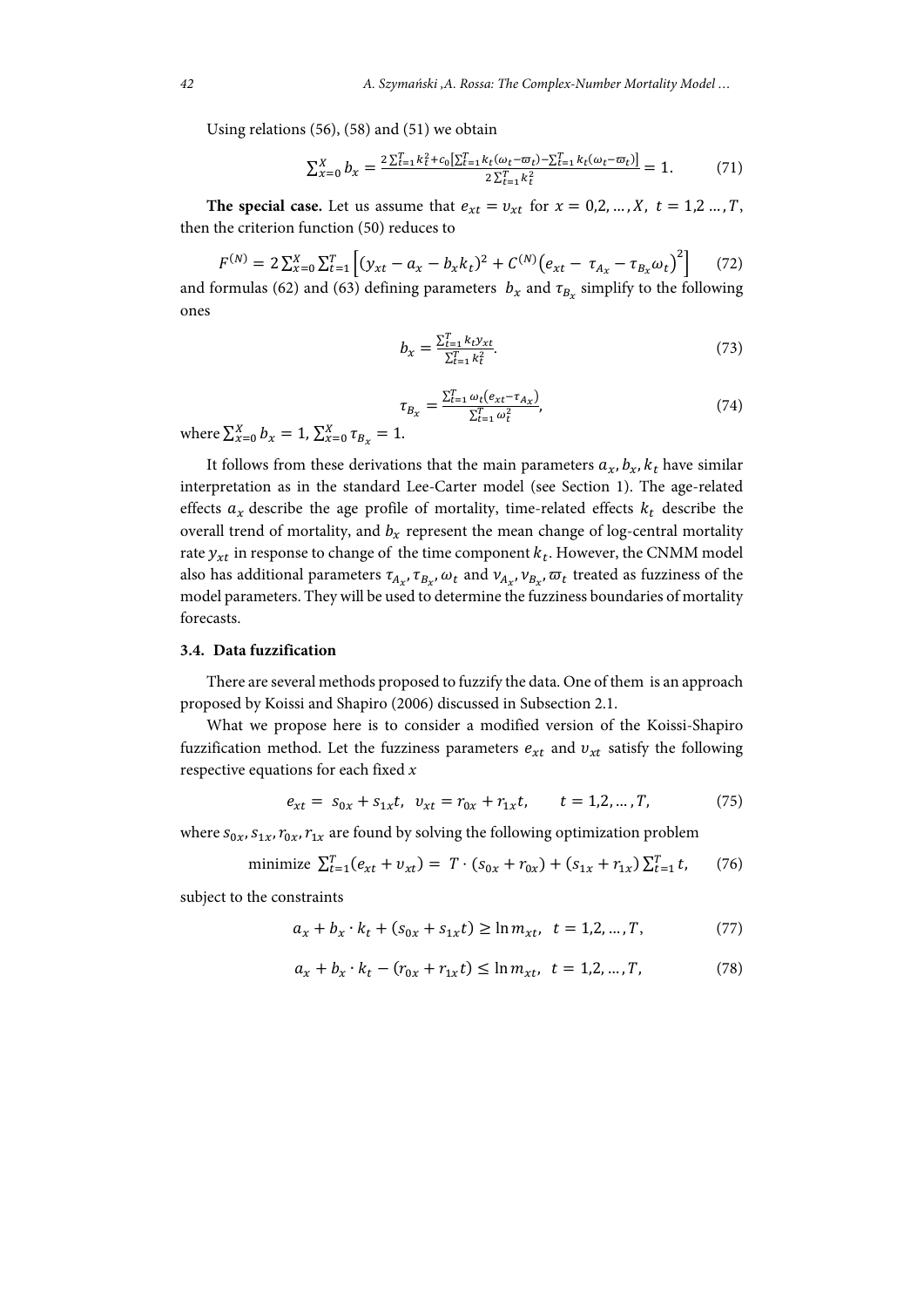Using relations (56), (58) and (51) we obtain

$$\sum_{x=0}^{X} b_x = \frac{2\sum_{t=1}^{T} k_t^2 + c_0\left[\sum_{t=1}^{T} k_t(\omega_t - \varpi_t) - \sum_{t=1}^{T} k_t(\omega_t - \varpi_t)\right]}{2\sum_{t=1}^{T} k_t^2} = 1. \tag{71}$$

**The special case.** Let us assume that $e_{xt} = \upsilon_{xt}$ for $x = 0,2,\dots,X,\ t = 1,2\dots,T$, then the criterion function (50) reduces to

$$F^{(N)} = 2\sum_{x=0}^{X}\sum_{t=1}^{T}\left[(y_{xt} - a_x - b_x k_t)^2 + C^{(N)}\left(e_{xt} - \tau_{A_x} - \tau_{B_x}\omega_t\right)^2\right] \tag{72}$$

and formulas (62) and (63) defining parameters $b_x$ and $\tau_{B_x}$ simplify to the following ones

$$b_x = \frac{\sum_{t=1}^{T} k_t y_{xt}}{\sum_{t=1}^{T} k_t^2}. \tag{73}$$

$$\tau_{B_x} = \frac{\sum_{t=1}^{T} \omega_t(e_{xt} - \tau_{A_x})}{\sum_{t=1}^{T} \omega_t^2}, \tag{74}$$

where $\sum_{x=0}^{X} b_x = 1$, $\sum_{x=0}^{X} \tau_{B_x} = 1$.

It follows from these derivations that the main parameters $a_x, b_x, k_t$ have similar interpretation as in the standard Lee-Carter model (see Section 1). The age-related effects $a_x$ describe the age profile of mortality, time-related effects $k_t$ describe the overall trend of mortality, and $b_x$ represent the mean change of log-central mortality rate $y_{xt}$ in response to change of the time component $k_t$. However, the CNMM model also has additional parameters $\tau_{A_x}, \tau_{B_x}, \omega_t$ and $\nu_{A_x}, \nu_{B_x}, \varpi_t$ treated as fuzziness of the model parameters. They will be used to determine the fuzziness boundaries of mortality forecasts.

### 3.4. Data fuzzification

There are several methods proposed to fuzzify the data. One of them is an approach proposed by Koissi and Shapiro (2006) discussed in Subsection 2.1.

What we propose here is to consider a modified version of the Koissi-Shapiro fuzzification method. Let the fuzziness parameters $e_{xt}$ and $\upsilon_{xt}$ satisfy the following respective equations for each fixed $x$

$$e_{xt} = s_{0x} + s_{1x}t,\ \ \upsilon_{xt} = r_{0x} + r_{1x}t, \qquad t = 1,2,\dots,T, \tag{75}$$

where $s_{0x}, s_{1x}, r_{0x}, r_{1x}$ are found by solving the following optimization problem

$$\text{minimize } \sum_{t=1}^{T}(e_{xt} + \upsilon_{xt}) = T\cdot(s_{0x} + r_{0x}) + (s_{1x} + r_{1x})\sum_{t=1}^{T} t, \tag{76}$$

subject to the constraints

$$a_x + b_x \cdot k_t + (s_{0x} + s_{1x}t) \geq \ln m_{xt},\ \ t = 1,2,\dots,T, \tag{77}$$

$$a_x + b_x \cdot k_t - (r_{0x} + r_{1x}t) \leq \ln m_{xt},\ \ t = 1,2,\dots,T, \tag{78}$$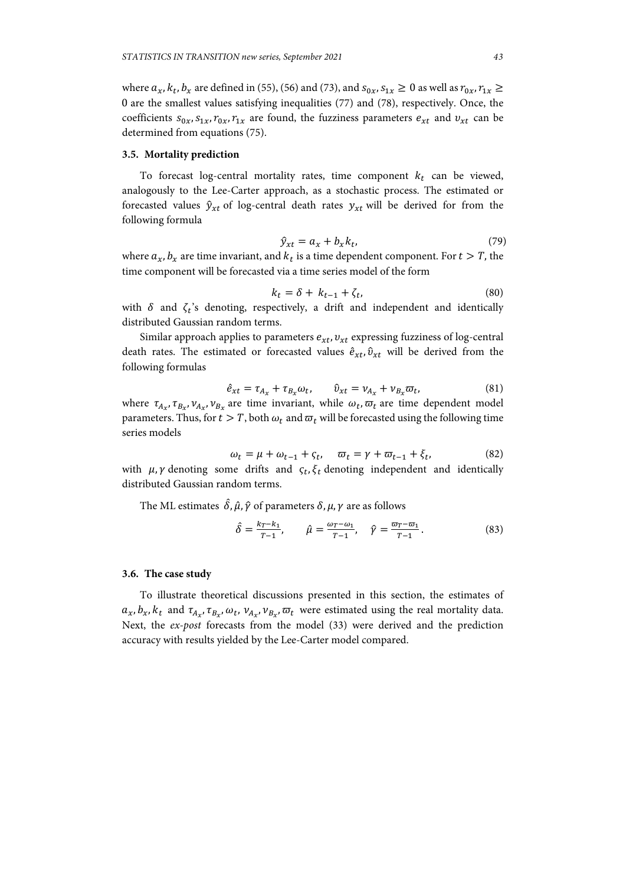where $a_x, k_t, b_x$ are defined in (55), (56) and (73), and $s_{0x}, s_{1x} \geq 0$ as well as $r_{0x}, r_{1x} \geq 0$ are the smallest values satisfying inequalities (77) and (78), respectively. Once, the coefficients $s_{0x}, s_{1x}, r_{0x}, r_{1x}$ are found, the fuzziness parameters $e_{xt}$ and $v_{xt}$ can be determined from equations (75).

### 3.5. Mortality prediction

To forecast log-central mortality rates, time component $k_t$ can be viewed, analogously to the Lee-Carter approach, as a stochastic process. The estimated or forecasted values $\hat{y}_{xt}$ of log-central death rates $y_{xt}$ will be derived for from the following formula

$$\hat{y}_{xt} = a_x + b_x k_t, \tag{79}$$

where $a_x, b_x$ are time invariant, and $k_t$ is a time dependent component. For $t > T$, the time component will be forecasted via a time series model of the form

$$k_t = \delta + k_{t-1} + \zeta_t, \tag{80}$$

with $\delta$ and $\zeta_t$'s denoting, respectively, a drift and independent and identically distributed Gaussian random terms.

Similar approach applies to parameters $e_{xt}, v_{xt}$ expressing fuzziness of log-central death rates. The estimated or forecasted values $\hat{e}_{xt}, \hat{v}_{xt}$ will be derived from the following formulas

$$\hat{e}_{xt} = \tau_{A_x} + \tau_{B_x}\omega_t, \qquad \hat{v}_{xt} = \nu_{A_x} + \nu_{B_x}\varpi_t, \tag{81}$$

where $\tau_{A_x}, \tau_{B_x}, \nu_{A_x}, \nu_{B_x}$ are time invariant, while $\omega_t, \varpi_t$ are time dependent model parameters. Thus, for $t > T$, both $\omega_t$ and $\varpi_t$ will be forecasted using the following time series models

$$\omega_t = \mu + \omega_{t-1} + \varsigma_t, \quad \varpi_t = \gamma + \varpi_{t-1} + \xi_t, \tag{82}$$

with $\mu, \gamma$ denoting some drifts and $\varsigma_t, \xi_t$ denoting independent and identically distributed Gaussian random terms.

The ML estimates $\hat{\delta}, \hat{\mu}, \hat{\gamma}$ of parameters $\delta, \mu, \gamma$ are as follows

$$\hat{\delta} = \frac{k_T - k_1}{T-1}, \qquad \hat{\mu} = \frac{\omega_T - \omega_1}{T-1}, \quad \hat{\gamma} = \frac{\varpi_T - \varpi_1}{T-1}. \tag{83}$$

### 3.6. The case study

To illustrate theoretical discussions presented in this section, the estimates of $a_x, b_x, k_t$ and $\tau_{A_x}, \tau_{B_x}, \omega_t, \nu_{A_x}, \nu_{B_x}, \varpi_t$ were estimated using the real mortality data. Next, the *ex-post* forecasts from the model (33) were derived and the prediction accuracy with results yielded by the Lee-Carter model compared.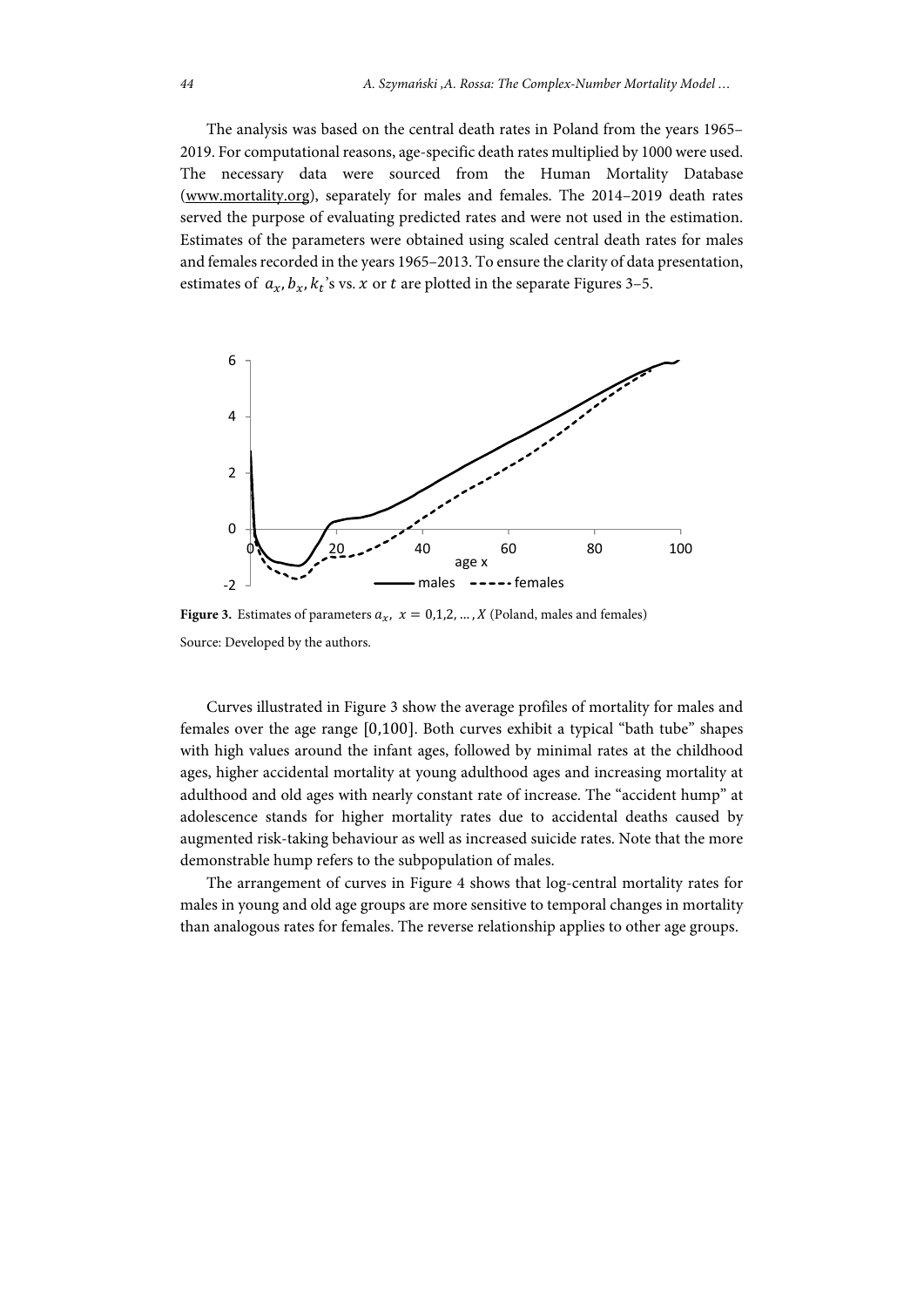The analysis was based on the central death rates in Poland from the years 1965–2019. For computational reasons, age-specific death rates multiplied by 1000 were used. The necessary data were sourced from the Human Mortality Database (www.mortality.org), separately for males and females. The 2014–2019 death rates served the purpose of evaluating predicted rates and were not used in the estimation. Estimates of the parameters were obtained using scaled central death rates for males and females recorded in the years 1965–2013. To ensure the clarity of data presentation, estimates of $a_x, b_x, k_t$'s vs. $x$ or $t$ are plotted in the separate Figures 3–5.

**Figure 3.** Estimates of parameters $a_x,\ x = 0,1,2,\dots,X$ (Poland, males and females)

Source: Developed by the authors.

Curves illustrated in Figure 3 show the average profiles of mortality for males and females over the age range $[0,100]$. Both curves exhibit a typical "bath tube" shapes with high values around the infant ages, followed by minimal rates at the childhood ages, higher accidental mortality at young adulthood ages and increasing mortality at adulthood and old ages with nearly constant rate of increase. The "accident hump" at adolescence stands for higher mortality rates due to accidental deaths caused by augmented risk-taking behaviour as well as increased suicide rates. Note that the more demonstrable hump refers to the subpopulation of males.

The arrangement of curves in Figure 4 shows that log-central mortality rates for males in young and old age groups are more sensitive to temporal changes in mortality than analogous rates for females. The reverse relationship applies to other age groups.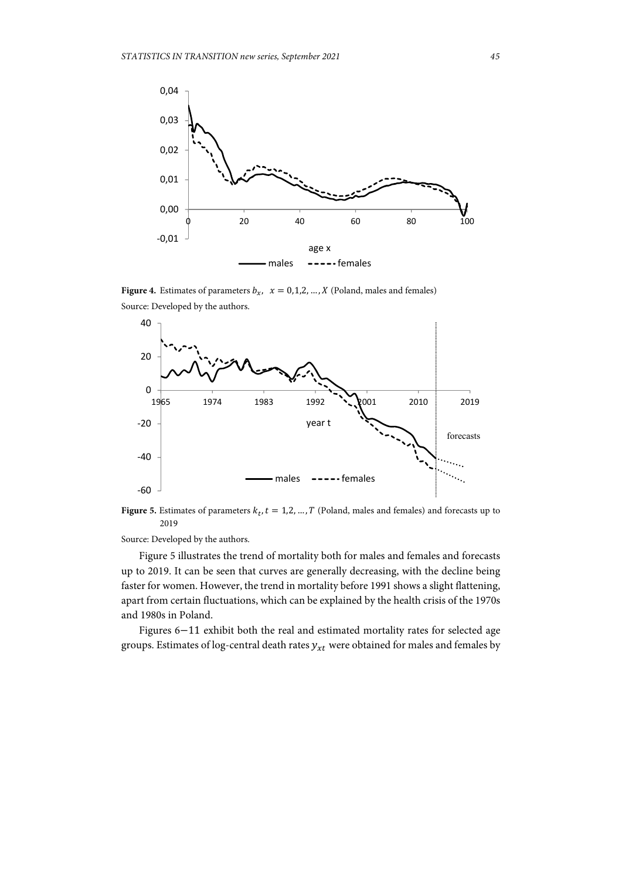**Figure 4.** Estimates of parameters $b_x$, $x = 0,1,2, \dots, X$ (Poland, males and females)

Source: Developed by the authors.

**Figure 5.** Estimates of parameters $k_t, t = 1,2, \dots, T$ (Poland, males and females) and forecasts up to 2019

Source: Developed by the authors.

Figure 5 illustrates the trend of mortality both for males and females and forecasts up to 2019. It can be seen that curves are generally decreasing, with the decline being faster for women. However, the trend in mortality before 1991 shows a slight flattening, apart from certain fluctuations, which can be explained by the health crisis of the 1970s and 1980s in Poland.

Figures 6−11 exhibit both the real and estimated mortality rates for selected age groups. Estimates of log-central death rates $y_{xt}$ were obtained for males and females by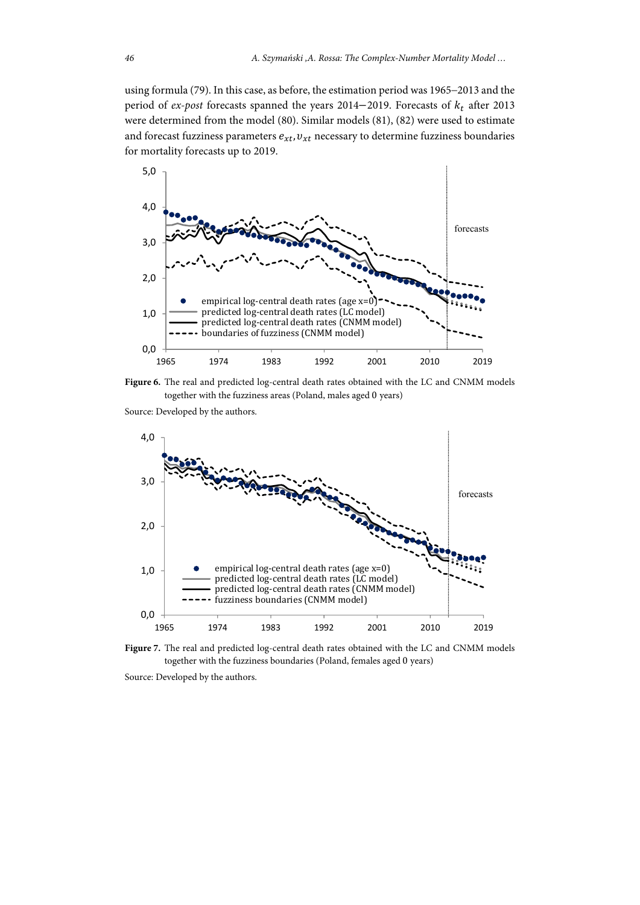using formula (79). In this case, as before, the estimation period was 1965–2013 and the period of *ex-post* forecasts spanned the years 2014−2019. Forecasts of $k_t$ after 2013 were determined from the model (80). Similar models (81), (82) were used to estimate and forecast fuzziness parameters $e_{xt}, v_{xt}$ necessary to determine fuzziness boundaries for mortality forecasts up to 2019.

**Figure 6.** The real and predicted log-central death rates obtained with the LC and CNMM models together with the fuzziness areas (Poland, males aged 0 years)

Source: Developed by the authors.

**Figure 7.** The real and predicted log-central death rates obtained with the LC and CNMM models together with the fuzziness boundaries (Poland, females aged 0 years)

Source: Developed by the authors.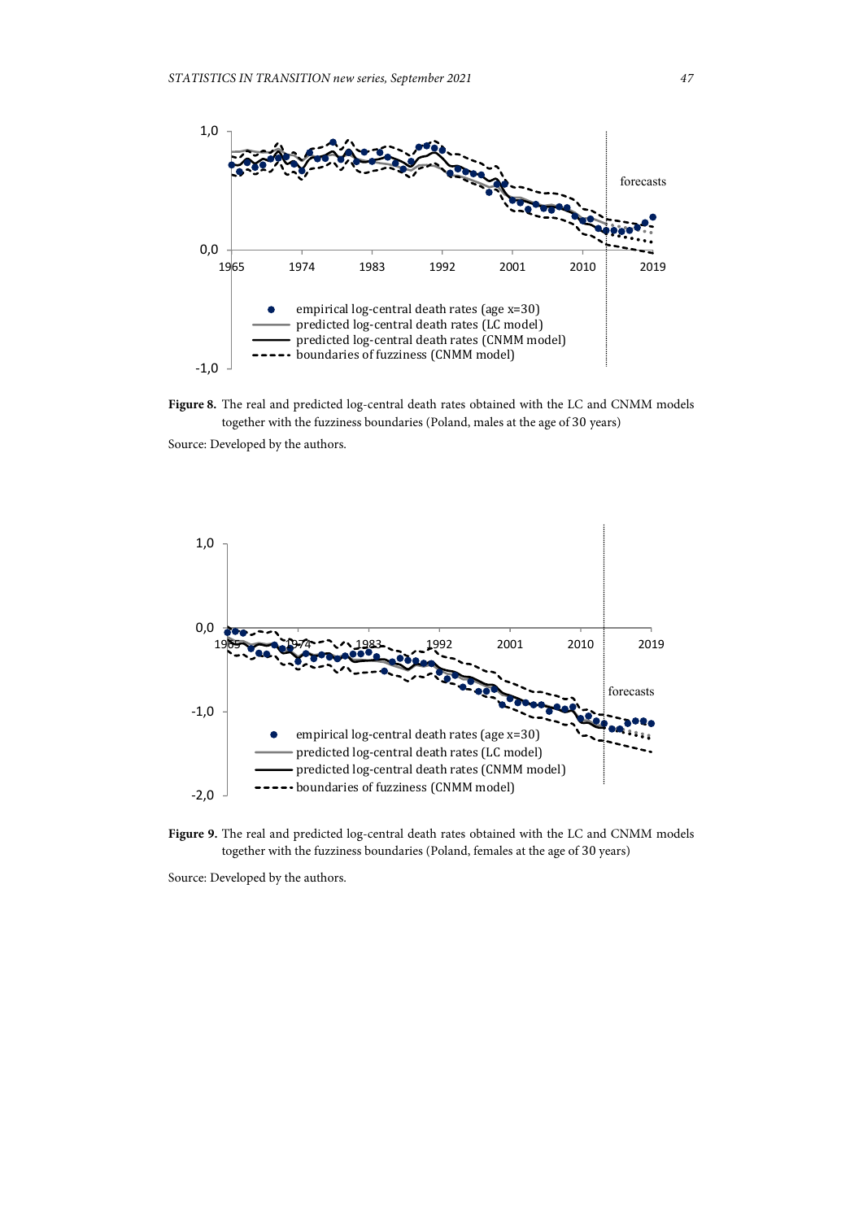**Figure 8.** The real and predicted log-central death rates obtained with the LC and CNMM models together with the fuzziness boundaries (Poland, males at the age of 30 years)

Source: Developed by the authors.

**Figure 9.** The real and predicted log-central death rates obtained with the LC and CNMM models together with the fuzziness boundaries (Poland, females at the age of 30 years)

Source: Developed by the authors.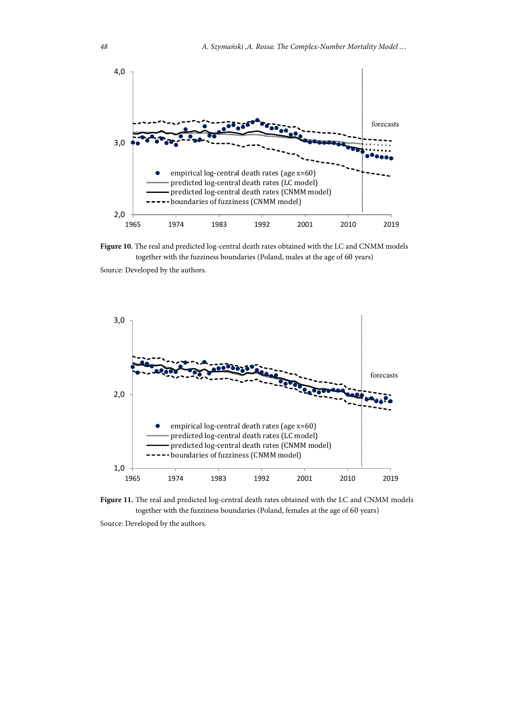**Figure 10.** The real and predicted log-central death rates obtained with the LC and CNMM models together with the fuzziness boundaries (Poland, males at the age of 60 years)

Source: Developed by the authors.

**Figure 11.** The real and predicted log-central death rates obtained with the LC and CNMM models together with the fuzziness boundaries (Poland, females at the age of 60 years)

Source: Developed by the authors.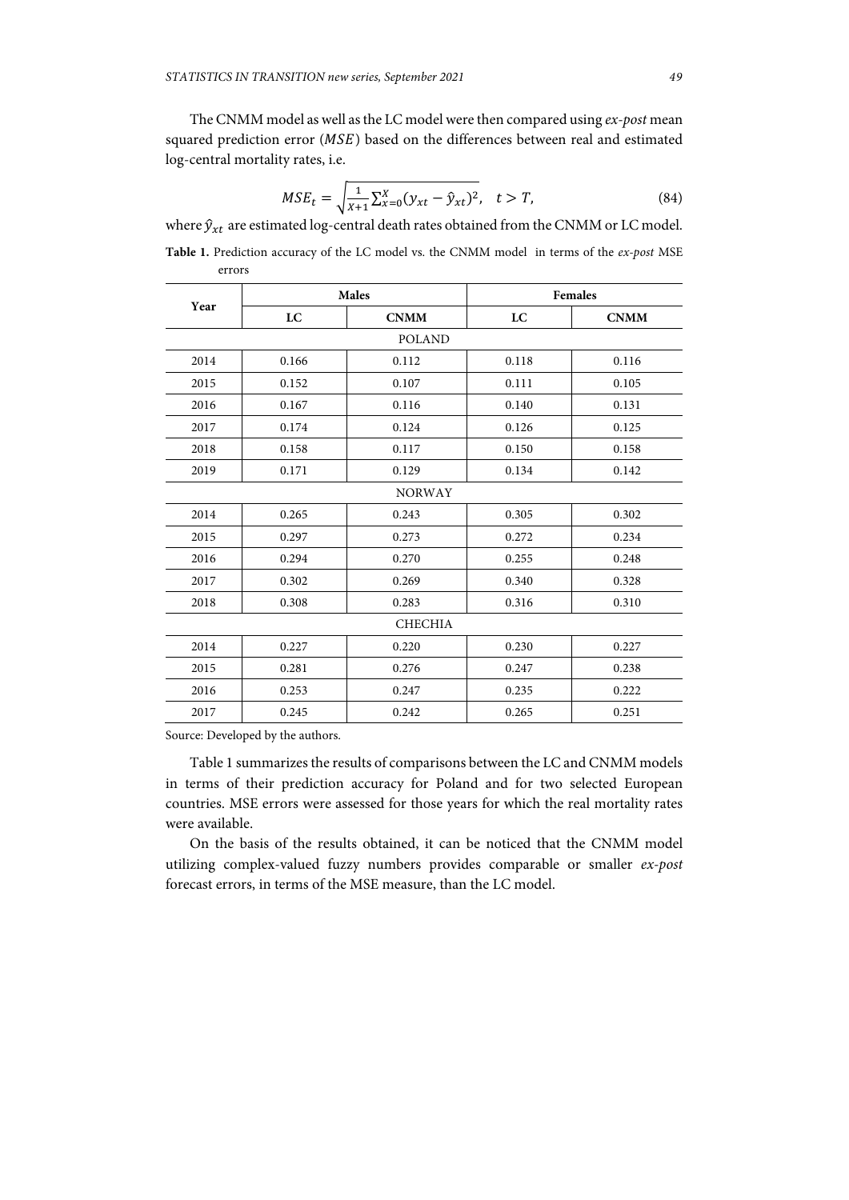The CNMM model as well as the LC model were then compared using *ex-post* mean squared prediction error ($MSE$) based on the differences between real and estimated log-central mortality rates, i.e.

$$MSE_t = \sqrt{\frac{1}{X+1}\sum_{x=0}^{X}(y_{xt} - \hat{y}_{xt})^2}, \quad t > T, \tag{84}$$

where $\hat{y}_{xt}$ are estimated log-central death rates obtained from the CNMM or LC model.

**Table 1.** Prediction accuracy of the LC model vs. the CNMM model in terms of the *ex-post* MSE errors

| Year | Males | | Females | |
|---|---|---|---|---|
| | **LC** | **CNMM** | **LC** | **CNMM** |
| POLAND | | | | |
| 2014 | 0.166 | 0.112 | 0.118 | 0.116 |
| 2015 | 0.152 | 0.107 | 0.111 | 0.105 |
| 2016 | 0.167 | 0.116 | 0.140 | 0.131 |
| 2017 | 0.174 | 0.124 | 0.126 | 0.125 |
| 2018 | 0.158 | 0.117 | 0.150 | 0.158 |
| 2019 | 0.171 | 0.129 | 0.134 | 0.142 |
| NORWAY | | | | |
| 2014 | 0.265 | 0.243 | 0.305 | 0.302 |
| 2015 | 0.297 | 0.273 | 0.272 | 0.234 |
| 2016 | 0.294 | 0.270 | 0.255 | 0.248 |
| 2017 | 0.302 | 0.269 | 0.340 | 0.328 |
| 2018 | 0.308 | 0.283 | 0.316 | 0.310 |
| CHECHIA | | | | |
| 2014 | 0.227 | 0.220 | 0.230 | 0.227 |
| 2015 | 0.281 | 0.276 | 0.247 | 0.238 |
| 2016 | 0.253 | 0.247 | 0.235 | 0.222 |
| 2017 | 0.245 | 0.242 | 0.265 | 0.251 |

Source: Developed by the authors.

Table 1 summarizes the results of comparisons between the LC and CNMM models in terms of their prediction accuracy for Poland and for two selected European countries. MSE errors were assessed for those years for which the real mortality rates were available.

On the basis of the results obtained, it can be noticed that the CNMM model utilizing complex-valued fuzzy numbers provides comparable or smaller *ex-post* forecast errors, in terms of the MSE measure, than the LC model.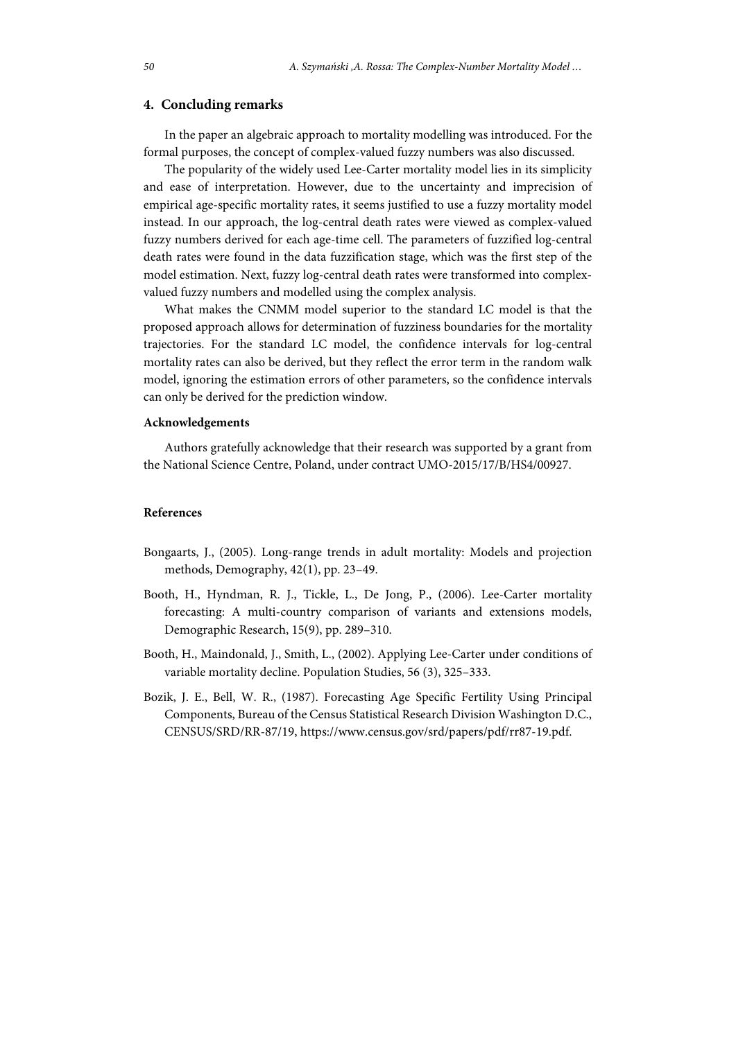## 4. Concluding remarks

In the paper an algebraic approach to mortality modelling was introduced. For the formal purposes, the concept of complex-valued fuzzy numbers was also discussed.

The popularity of the widely used Lee-Carter mortality model lies in its simplicity and ease of interpretation. However, due to the uncertainty and imprecision of empirical age-specific mortality rates, it seems justified to use a fuzzy mortality model instead. In our approach, the log-central death rates were viewed as complex-valued fuzzy numbers derived for each age-time cell. The parameters of fuzzified log-central death rates were found in the data fuzzification stage, which was the first step of the model estimation. Next, fuzzy log-central death rates were transformed into complex-valued fuzzy numbers and modelled using the complex analysis.

What makes the CNMM model superior to the standard LC model is that the proposed approach allows for determination of fuzziness boundaries for the mortality trajectories. For the standard LC model, the confidence intervals for log-central mortality rates can also be derived, but they reflect the error term in the random walk model, ignoring the estimation errors of other parameters, so the confidence intervals can only be derived for the prediction window.

### Acknowledgements

Authors gratefully acknowledge that their research was supported by a grant from the National Science Centre, Poland, under contract UMO-2015/17/B/HS4/00927.

### References

Bongaarts, J., (2005). Long-range trends in adult mortality: Models and projection methods, Demography, 42(1), pp. 23–49.

Booth, H., Hyndman, R. J., Tickle, L., De Jong, P., (2006). Lee-Carter mortality forecasting: A multi-country comparison of variants and extensions models, Demographic Research, 15(9), pp. 289–310.

Booth, H., Maindonald, J., Smith, L., (2002). Applying Lee-Carter under conditions of variable mortality decline. Population Studies, 56 (3), 325–333.

Bozik, J. E., Bell, W. R., (1987). Forecasting Age Specific Fertility Using Principal Components, Bureau of the Census Statistical Research Division Washington D.C., CENSUS/SRD/RR-87/19, https://www.census.gov/srd/papers/pdf/rr87-19.pdf.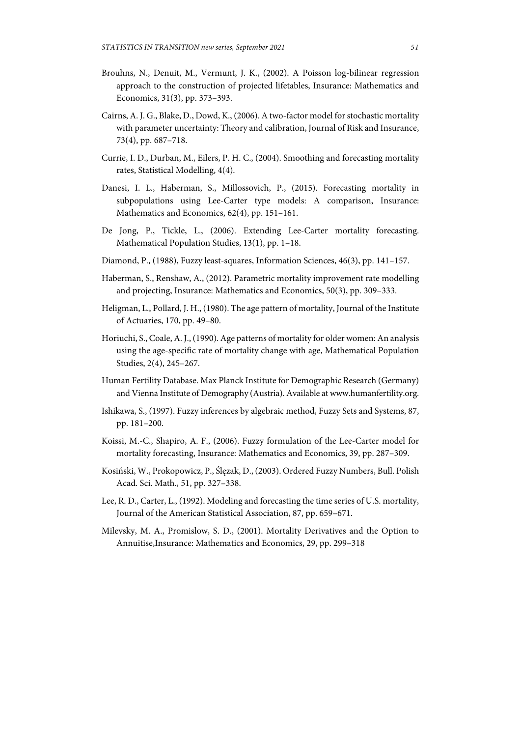Brouhns, N., Denuit, M., Vermunt, J. K., (2002). A Poisson log-bilinear regression approach to the construction of projected lifetables, Insurance: Mathematics and Economics, 31(3), pp. 373–393.

Cairns, A. J. G., Blake, D., Dowd, K., (2006). A two-factor model for stochastic mortality with parameter uncertainty: Theory and calibration, Journal of Risk and Insurance, 73(4), pp. 687–718.

Currie, I. D., Durban, M., Eilers, P. H. C., (2004). Smoothing and forecasting mortality rates, Statistical Modelling, 4(4).

Danesi, I. L., Haberman, S., Millossovich, P., (2015). Forecasting mortality in subpopulations using Lee-Carter type models: A comparison, Insurance: Mathematics and Economics, 62(4), pp. 151–161.

De Jong, P., Tickle, L., (2006). Extending Lee-Carter mortality forecasting. Mathematical Population Studies, 13(1), pp. 1–18.

Diamond, P., (1988), Fuzzy least-squares, Information Sciences, 46(3), pp. 141–157.

Haberman, S., Renshaw, A., (2012). Parametric mortality improvement rate modelling and projecting, Insurance: Mathematics and Economics, 50(3), pp. 309–333.

Heligman, L., Pollard, J. H., (1980). The age pattern of mortality, Journal of the Institute of Actuaries, 170, pp. 49–80.

Horiuchi, S., Coale, A. J., (1990). Age patterns of mortality for older women: An analysis using the age-specific rate of mortality change with age, Mathematical Population Studies, 2(4), 245–267.

Human Fertility Database. Max Planck Institute for Demographic Research (Germany) and Vienna Institute of Demography (Austria). Available at www.humanfertility.org.

Ishikawa, S., (1997). Fuzzy inferences by algebraic method, Fuzzy Sets and Systems, 87, pp. 181–200.

Koissi, M.-C., Shapiro, A. F., (2006). Fuzzy formulation of the Lee-Carter model for mortality forecasting, Insurance: Mathematics and Economics, 39, pp. 287–309.

Kosiński, W., Prokopowicz, P., Ślęzak, D., (2003). Ordered Fuzzy Numbers, Bull. Polish Acad. Sci. Math., 51, pp. 327–338.

Lee, R. D., Carter, L., (1992). Modeling and forecasting the time series of U.S. mortality, Journal of the American Statistical Association, 87, pp. 659–671.

Milevsky, M. A., Promislow, S. D., (2001). Mortality Derivatives and the Option to Annuitise,Insurance: Mathematics and Economics, 29, pp. 299–318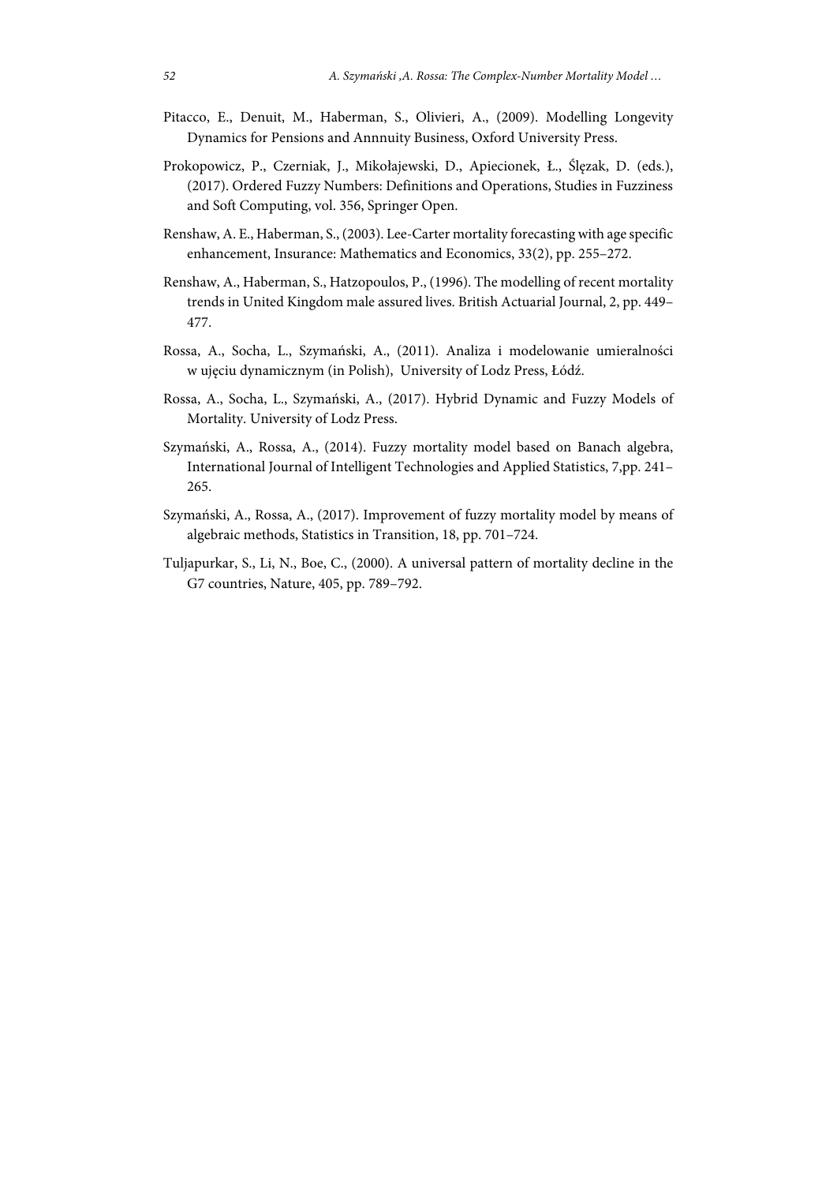Pitacco, E., Denuit, M., Haberman, S., Olivieri, A., (2009). Modelling Longevity Dynamics for Pensions and Annnuity Business, Oxford University Press.

Prokopowicz, P., Czerniak, J., Mikołajewski, D., Apiecionek, Ł., Ślęzak, D. (eds.), (2017). Ordered Fuzzy Numbers: Definitions and Operations, Studies in Fuzziness and Soft Computing, vol. 356, Springer Open.

Renshaw, A. E., Haberman, S., (2003). Lee-Carter mortality forecasting with age specific enhancement, Insurance: Mathematics and Economics, 33(2), pp. 255–272.

Renshaw, A., Haberman, S., Hatzopoulos, P., (1996). The modelling of recent mortality trends in United Kingdom male assured lives. British Actuarial Journal, 2, pp. 449–477.

Rossa, A., Socha, L., Szymański, A., (2011). Analiza i modelowanie umieralności w ujęciu dynamicznym (in Polish), University of Lodz Press, Łódź.

Rossa, A., Socha, L., Szymański, A., (2017). Hybrid Dynamic and Fuzzy Models of Mortality. University of Lodz Press.

Szymański, A., Rossa, A., (2014). Fuzzy mortality model based on Banach algebra, International Journal of Intelligent Technologies and Applied Statistics, 7,pp. 241–265.

Szymański, A., Rossa, A., (2017). Improvement of fuzzy mortality model by means of algebraic methods, Statistics in Transition, 18, pp. 701–724.

Tuljapurkar, S., Li, N., Boe, C., (2000). A universal pattern of mortality decline in the G7 countries, Nature, 405, pp. 789–792.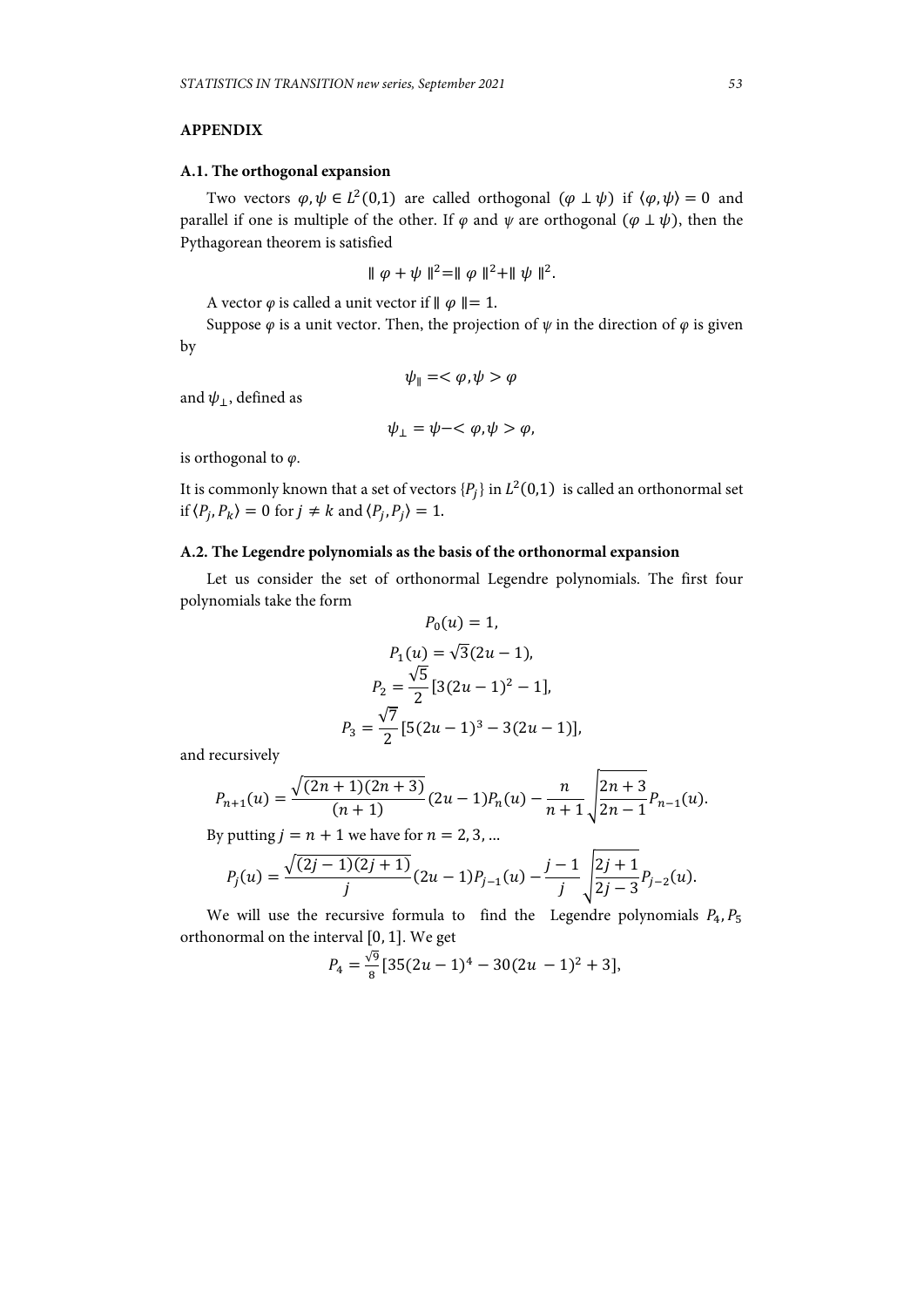## APPENDIX

### A.1. The orthogonal expansion

Two vectors $\varphi, \psi \in L^2(0,1)$ are called orthogonal ($\varphi \perp \psi$) if $\langle \varphi, \psi \rangle = 0$ and parallel if one is multiple of the other. If $\varphi$ and $\psi$ are orthogonal ($\varphi \perp \psi$), then the Pythagorean theorem is satisfied

$$\| \varphi + \psi \|^2 = \| \varphi \|^2 + \| \psi \|^2.$$

A vector $\varphi$ is called a unit vector if $\| \varphi \| = 1$.

Suppose $\varphi$ is a unit vector. Then, the projection of $\psi$ in the direction of $\varphi$ is given by

$$\psi_{\parallel} = < \varphi, \psi > \varphi$$

and $\psi_{\perp}$, defined as

$$\psi_{\perp} = \psi - < \varphi, \psi > \varphi,$$

is orthogonal to $\varphi$.

It is commonly known that a set of vectors $\{P_j\}$ in $L^2(0,1)$ is called an orthonormal set if $\langle P_j, P_k \rangle = 0$ for $j \neq k$ and $\langle P_j, P_j \rangle = 1$.

### A.2. The Legendre polynomials as the basis of the orthonormal expansion

Let us consider the set of orthonormal Legendre polynomials. The first four polynomials take the form

$$P_0(u) = 1,$$

$$P_1(u) = \sqrt{3}(2u - 1),$$

$$P_2 = \frac{\sqrt{5}}{2}[3(2u - 1)^2 - 1],$$

$$P_3 = \frac{\sqrt{7}}{2}[5(2u - 1)^3 - 3(2u - 1)],$$

and recursively

$$P_{n+1}(u) = \frac{\sqrt{(2n+1)(2n+3)}}{(n+1)}(2u - 1)P_n(u) - \frac{n}{n+1}\sqrt{\frac{2n+3}{2n-1}}P_{n-1}(u).$$

By putting $j = n + 1$ we have for $n = 2, 3, \ldots$

$$P_j(u) = \frac{\sqrt{(2j-1)(2j+1)}}{j}(2u - 1)P_{j-1}(u) - \frac{j-1}{j}\sqrt{\frac{2j+1}{2j-3}}P_{j-2}(u).$$

We will use the recursive formula to find the Legendre polynomials $P_4, P_5$ orthonormal on the interval $[0, 1]$. We get

$$P_4 = \frac{\sqrt{9}}{8}[35(2u - 1)^4 - 30(2u - 1)^2 + 3],$$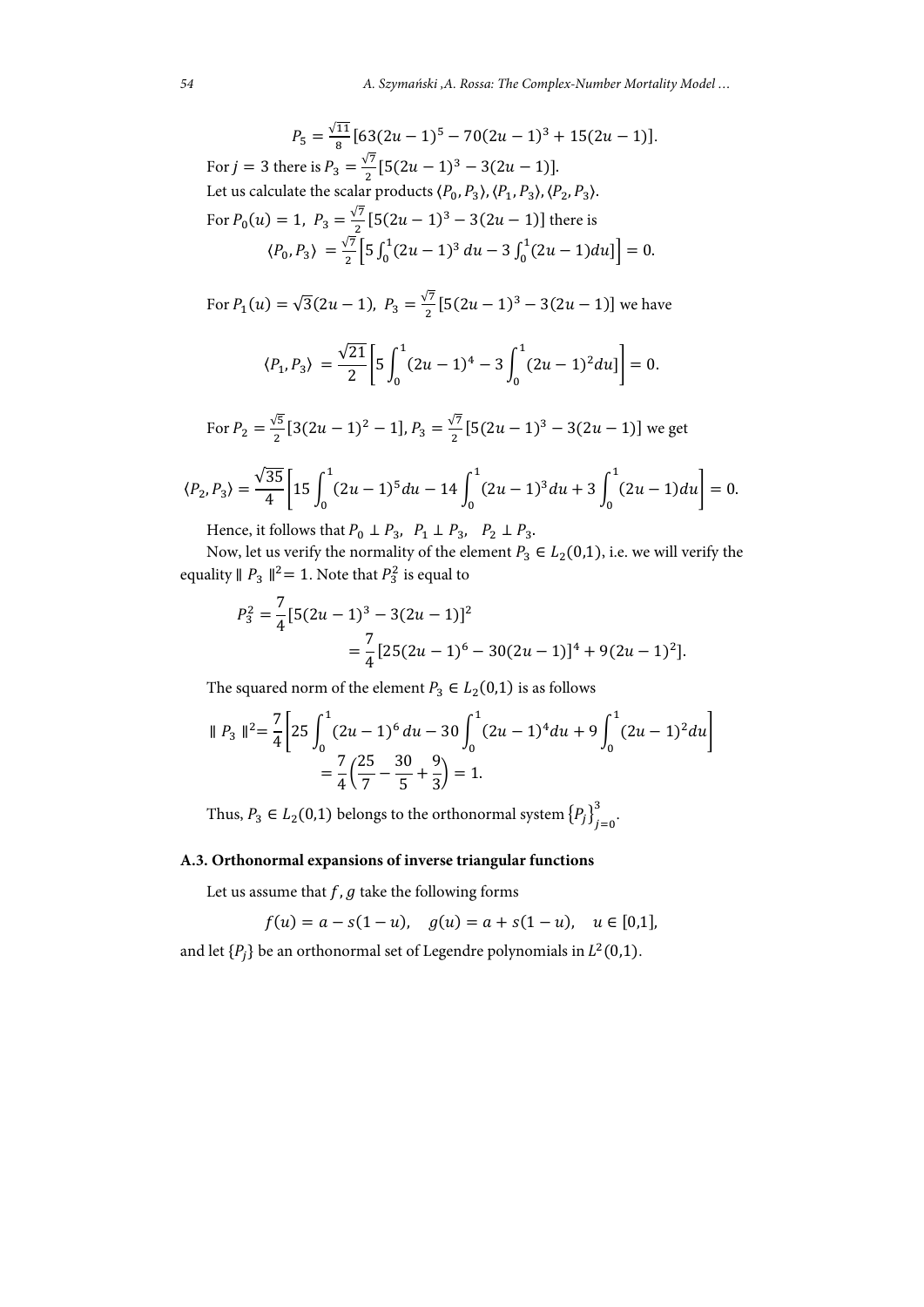$$P_5 = \frac{\sqrt{11}}{8}[63(2u-1)^5 - 70(2u-1)^3 + 15(2u-1)].$$

For $j = 3$ there is $P_3 = \frac{\sqrt{7}}{2}[5(2u-1)^3 - 3(2u-1)]$.

Let us calculate the scalar products $\langle P_0, P_3 \rangle$, $\langle P_1, P_3 \rangle$, $\langle P_2, P_3 \rangle$.

For $P_0(u) = 1$, $P_3 = \frac{\sqrt{7}}{2}[5(2u-1)^3 - 3(2u-1)]$ there is

$$\langle P_0, P_3 \rangle = \frac{\sqrt{7}}{2}\left[5\int_0^1 (2u-1)^3\, du - 3\int_0^1 (2u-1) du\right] = 0.$$

For $P_1(u) = \sqrt{3}(2u-1)$, $P_3 = \frac{\sqrt{7}}{2}[5(2u-1)^3 - 3(2u-1)]$ we have

$$\langle P_1, P_3 \rangle = \frac{\sqrt{21}}{2}\left[5\int_0^1 (2u-1)^4 - 3\int_0^1 (2u-1)^2 du\right] = 0.$$

For $P_2 = \frac{\sqrt{5}}{2}[3(2u-1)^2 - 1]$, $P_3 = \frac{\sqrt{7}}{2}[5(2u-1)^3 - 3(2u-1)]$ we get

$$\langle P_2, P_3 \rangle = \frac{\sqrt{35}}{4}\left[15\int_0^1 (2u-1)^5 du - 14\int_0^1 (2u-1)^3 du + 3\int_0^1 (2u-1) du\right] = 0.$$

Hence, it follows that $P_0 \perp P_3$, $P_1 \perp P_3$, $P_2 \perp P_3$.

Now, let us verify the normality of the element $P_3 \in L_2(0,1)$, i.e. we will verify the equality $\| P_3 \|^2 = 1$. Note that $P_3^2$ is equal to

$$P_3^2 = \frac{7}{4}[5(2u-1)^3 - 3(2u-1)]^2$$
$$= \frac{7}{4}[25(2u-1)^6 - 30(2u-1)]^4 + 9(2u-1)^2].$$

The squared norm of the element $P_3 \in L_2(0,1)$ is as follows

$$\| P_3 \|^2 = \frac{7}{4}\left[25\int_0^1 (2u-1)^6\, du - 30\int_0^1 (2u-1)^4 du + 9\int_0^1 (2u-1)^2 du\right]$$
$$= \frac{7}{4}\left(\frac{25}{7} - \frac{30}{5} + \frac{9}{3}\right) = 1.$$

Thus, $P_3 \in L_2(0,1)$ belongs to the orthonormal system $\{P_j\}_{j=0}^3$.

### A.3. Orthonormal expansions of inverse triangular functions

Let us assume that $f, g$ take the following forms

$$f(u) = a - s(1-u), \quad g(u) = a + s(1-u), \quad u \in [0,1],$$

and let $\{P_j\}$ be an orthonormal set of Legendre polynomials in $L^2(0,1)$.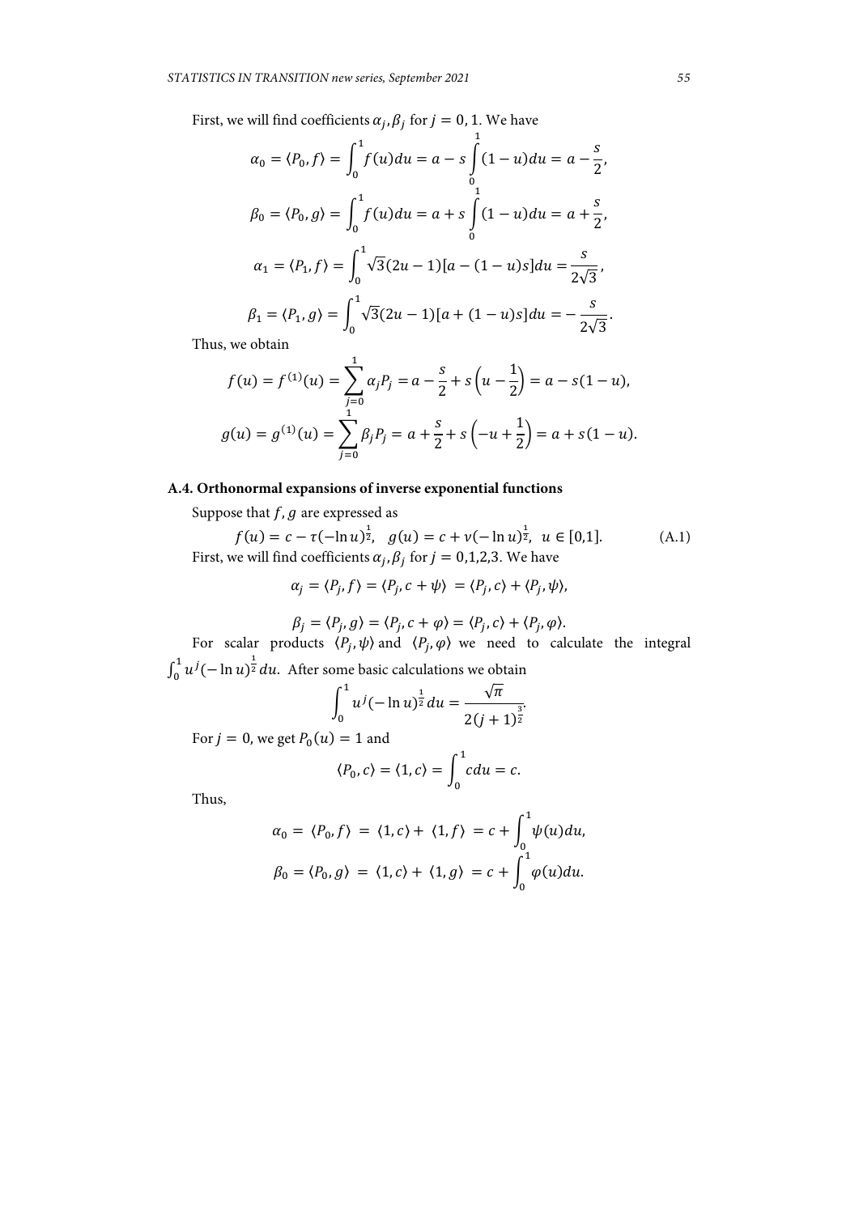First, we will find coefficients $\alpha_j, \beta_j$ for $j = 0, 1$. We have

$$\alpha_0 = \langle P_0, f \rangle = \int_0^1 f(u)du = a - s\int_0^1 (1-u)du = a - \frac{s}{2},$$

$$\beta_0 = \langle P_0, g \rangle = \int_0^1 f(u)du = a + s\int_0^1 (1-u)du = a + \frac{s}{2},$$

$$\alpha_1 = \langle P_1, f \rangle = \int_0^1 \sqrt{3}(2u-1)[a-(1-u)s]du = \frac{s}{2\sqrt{3}},$$

$$\beta_1 = \langle P_1, g \rangle = \int_0^1 \sqrt{3}(2u-1)[a+(1-u)s]du = -\frac{s}{2\sqrt{3}}.$$

Thus, we obtain

$$f(u) = f^{(1)}(u) = \sum_{j=0}^{1} \alpha_j P_j = a - \frac{s}{2} + s\left(u - \frac{1}{2}\right) = a - s(1-u),$$

$$g(u) = g^{(1)}(u) = \sum_{j=0}^{1} \beta_j P_j = a + \frac{s}{2} + s\left(-u + \frac{1}{2}\right) = a + s(1-u).$$

### A.4. Orthonormal expansions of inverse exponential functions

Suppose that $f, g$ are expressed as

$$f(u) = c - \tau(-\ln u)^{\frac{1}{2}}, \quad g(u) = c + \nu(-\ln u)^{\frac{1}{2}}, \quad u \in [0,1]. \tag{A.1}$$

First, we will find coefficients $\alpha_j, \beta_j$ for $j = 0,1,2,3$. We have

$$\alpha_j = \langle P_j, f \rangle = \langle P_j, c + \psi \rangle = \langle P_j, c \rangle + \langle P_j, \psi \rangle,$$

$$\beta_j = \langle P_j, g \rangle = \langle P_j, c + \varphi \rangle = \langle P_j, c \rangle + \langle P_j, \varphi \rangle.$$

For scalar products $\langle P_j, \psi \rangle$ and $\langle P_j, \varphi \rangle$ we need to calculate the integral $\int_0^1 u^j(-\ln u)^{\frac{1}{2}} du$. After some basic calculations we obtain

$$\int_0^1 u^j(-\ln u)^{\frac{1}{2}} du = \frac{\sqrt{\pi}}{2(j+1)^{\frac{3}{2}}}.$$

For $j = 0$, we get $P_0(u) = 1$ and

$$\langle P_0, c \rangle = \langle 1, c \rangle = \int_0^1 c du = c.$$

Thus,

$$\alpha_0 = \langle P_0, f \rangle = \langle 1, c \rangle + \langle 1, f \rangle = c + \int_0^1 \psi(u)du,$$

$$\beta_0 = \langle P_0, g \rangle = \langle 1, c \rangle + \langle 1, g \rangle = c + \int_0^1 \varphi(u)du.$$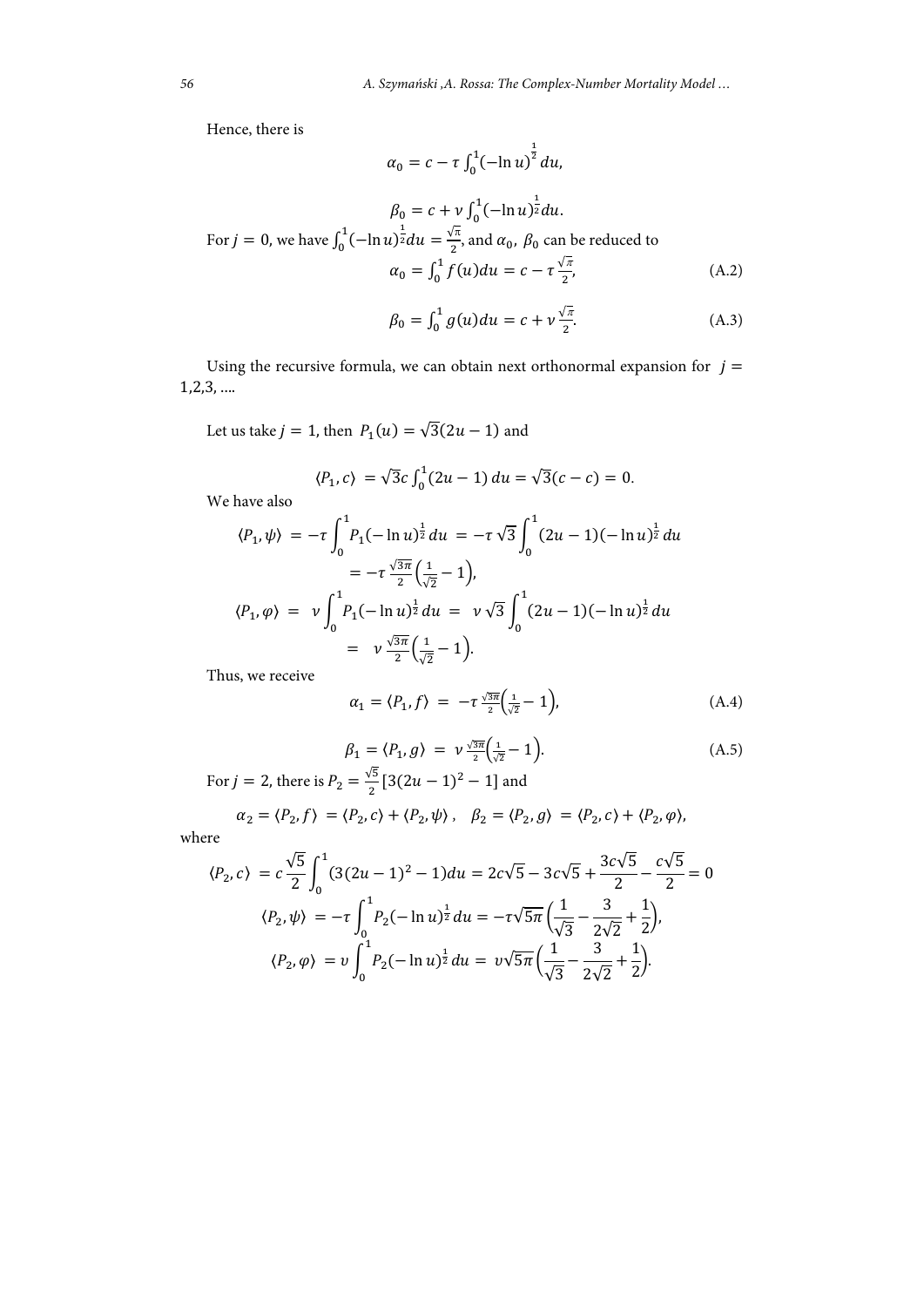Hence, there is

$$\alpha_0 = c - \tau \int_0^1 (-\ln u)^{\frac{1}{2}} du,$$

$$\beta_0 = c + \nu \int_0^1 (-\ln u)^{\frac{1}{2}} du.$$

For $j = 0$, we have $\int_0^1 (-\ln u)^{\frac{1}{2}} du = \frac{\sqrt{\pi}}{2}$, and $\alpha_0$, $\beta_0$ can be reduced to

$$\alpha_0 = \int_0^1 f(u) du = c - \tau \frac{\sqrt{\pi}}{2}, \tag{A.2}$$

$$\beta_0 = \int_0^1 g(u) du = c + \nu \frac{\sqrt{\pi}}{2}. \tag{A.3}$$

Using the recursive formula, we can obtain next orthonormal expansion for $j = 1,2,3, \ldots$.

Let us take $j = 1$, then $P_1(u) = \sqrt{3}(2u - 1)$ and

$$\langle P_1, c \rangle = \sqrt{3} c \int_0^1 (2u - 1)\, du = \sqrt{3}(c - c) = 0.$$

We have also

$$\langle P_1, \psi \rangle = -\tau \int_0^1 P_1 (-\ln u)^{\frac{1}{2}} du = -\tau \sqrt{3} \int_0^1 (2u-1)(-\ln u)^{\frac{1}{2}} du = -\tau \frac{\sqrt{3\pi}}{2}\left(\frac{1}{\sqrt{2}} - 1\right),$$

$$\langle P_1, \varphi \rangle = \nu \int_0^1 P_1 (-\ln u)^{\frac{1}{2}} du = \nu \sqrt{3} \int_0^1 (2u-1)(-\ln u)^{\frac{1}{2}} du = \nu \frac{\sqrt{3\pi}}{2}\left(\frac{1}{\sqrt{2}} - 1\right).$$

Thus, we receive

$$\alpha_1 = \langle P_1, f \rangle = -\tau \frac{\sqrt{3\pi}}{2}\left(\frac{1}{\sqrt{2}} - 1\right), \tag{A.4}$$

$$\beta_1 = \langle P_1, g \rangle = \nu \frac{\sqrt{3\pi}}{2}\left(\frac{1}{\sqrt{2}} - 1\right). \tag{A.5}$$

For $j = 2$, there is $P_2 = \frac{\sqrt{5}}{2}[3(2u-1)^2 - 1]$ and

$$\alpha_2 = \langle P_2, f \rangle = \langle P_2, c \rangle + \langle P_2, \psi \rangle, \quad \beta_2 = \langle P_2, g \rangle = \langle P_2, c \rangle + \langle P_2, \varphi \rangle,$$

where

$$\langle P_2, c \rangle = c\frac{\sqrt{5}}{2}\int_0^1 (3(2u-1)^2 - 1) du = 2c\sqrt{5} - 3c\sqrt{5} + \frac{3c\sqrt{5}}{2} - \frac{c\sqrt{5}}{2} = 0$$

$$\langle P_2, \psi \rangle = -\tau \int_0^1 P_2 (-\ln u)^{\frac{1}{2}} du = -\tau\sqrt{5\pi}\left(\frac{1}{\sqrt{3}} - \frac{3}{2\sqrt{2}} + \frac{1}{2}\right),$$

$$\langle P_2, \varphi \rangle = \upsilon \int_0^1 P_2 (-\ln u)^{\frac{1}{2}} du = \upsilon\sqrt{5\pi}\left(\frac{1}{\sqrt{3}} - \frac{3}{2\sqrt{2}} + \frac{1}{2}\right).$$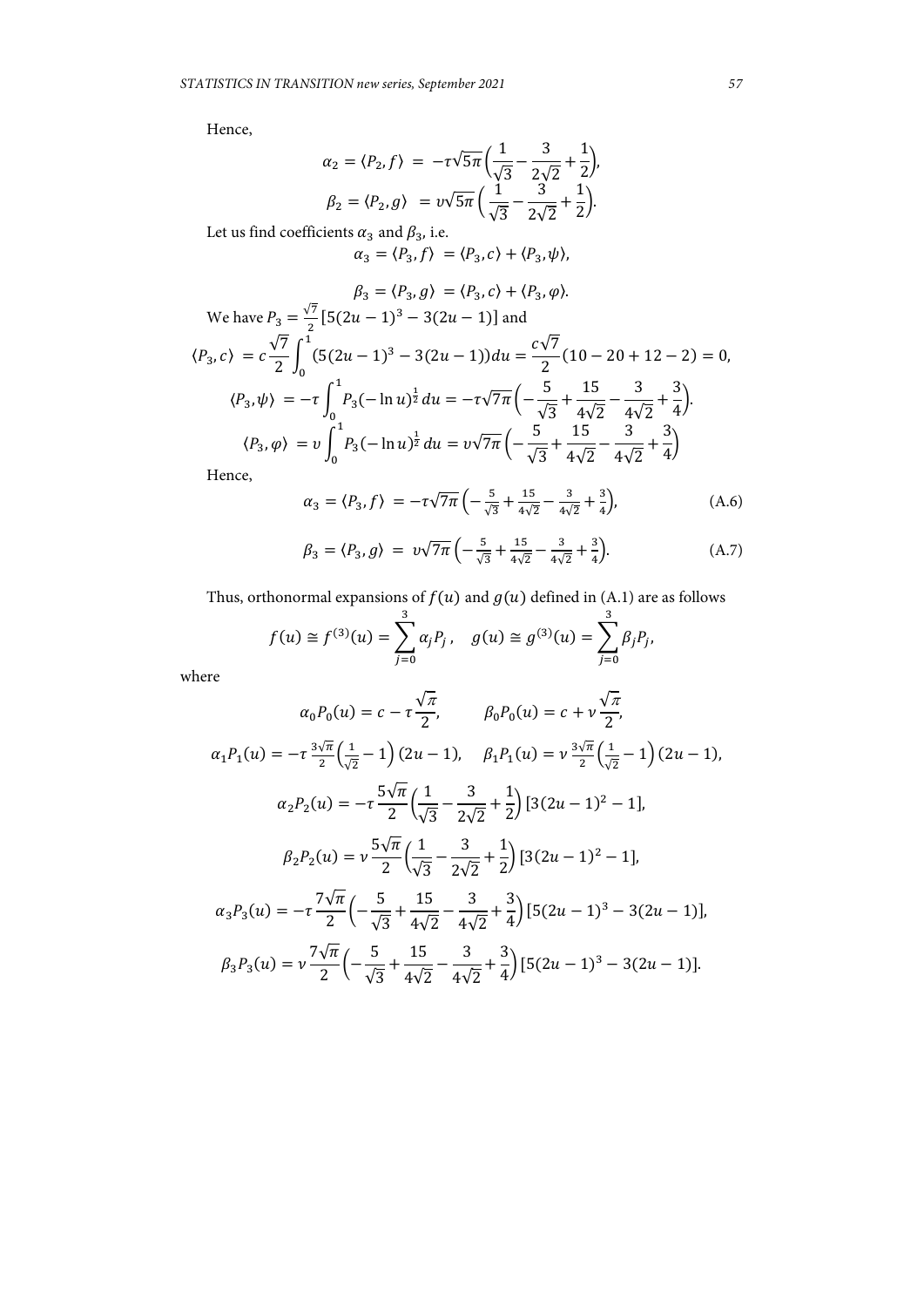Hence,

$$\alpha_2 = \langle P_2, f\rangle = -\tau\sqrt{5\pi}\Big(\frac{1}{\sqrt{3}} - \frac{3}{2\sqrt{2}} + \frac{1}{2}\Big),$$

$$\beta_2 = \langle P_2, g\rangle = \upsilon\sqrt{5\pi}\Big(\frac{1}{\sqrt{3}} - \frac{3}{2\sqrt{2}} + \frac{1}{2}\Big).$$

Let us find coefficients $\alpha_3$ and $\beta_3$, i.e.

$$\alpha_3 = \langle P_3, f\rangle = \langle P_3, c\rangle + \langle P_3, \psi\rangle,$$

$$\beta_3 = \langle P_3, g\rangle = \langle P_3, c\rangle + \langle P_3, \varphi\rangle.$$

We have $P_3 = \frac{\sqrt{7}}{2}[5(2u-1)^3 - 3(2u-1)]$ and

$$\langle P_3, c\rangle = c\frac{\sqrt{7}}{2}\int_0^1 (5(2u-1)^3 - 3(2u-1))du = \frac{c\sqrt{7}}{2}(10 - 20 + 12 - 2) = 0,$$

$$\langle P_3, \psi\rangle = -\tau\int_0^1 P_3(-\ln u)^{\frac{1}{2}}\,du = -\tau\sqrt{7\pi}\Big(-\frac{5}{\sqrt{3}} + \frac{15}{4\sqrt{2}} - \frac{3}{4\sqrt{2}} + \frac{3}{4}\Big).$$

$$\langle P_3, \varphi\rangle = \upsilon\int_0^1 P_3(-\ln u)^{\frac{1}{2}}\,du = \upsilon\sqrt{7\pi}\Big(-\frac{5}{\sqrt{3}} + \frac{15}{4\sqrt{2}} - \frac{3}{4\sqrt{2}} + \frac{3}{4}\Big)$$

Hence,

$$\alpha_3 = \langle P_3, f\rangle = -\tau\sqrt{7\pi}\Big(-\frac{5}{\sqrt{3}} + \frac{15}{4\sqrt{2}} - \frac{3}{4\sqrt{2}} + \frac{3}{4}\Big), \tag{A.6}$$

$$\beta_3 = \langle P_3, g\rangle = \upsilon\sqrt{7\pi}\Big(-\frac{5}{\sqrt{3}} + \frac{15}{4\sqrt{2}} - \frac{3}{4\sqrt{2}} + \frac{3}{4}\Big). \tag{A.7}$$

Thus, orthonormal expansions of $f(u)$ and $g(u)$ defined in (A.1) are as follows

$$f(u) \cong f^{(3)}(u) = \sum_{j=0}^{3}\alpha_j P_j, \quad g(u) \cong g^{(3)}(u) = \sum_{j=0}^{3}\beta_j P_j,$$

where

$$\alpha_0 P_0(u) = c - \tau\frac{\sqrt{\pi}}{2}, \qquad \beta_0 P_0(u) = c + \nu\frac{\sqrt{\pi}}{2},$$

$$\alpha_1 P_1(u) = -\tau\,\frac{3\sqrt{\pi}}{2}\Big(\frac{1}{\sqrt{2}} - 1\Big)(2u-1), \quad \beta_1 P_1(u) = \nu\,\frac{3\sqrt{\pi}}{2}\Big(\frac{1}{\sqrt{2}} - 1\Big)(2u-1),$$

$$\alpha_2 P_2(u) = -\tau\frac{5\sqrt{\pi}}{2}\Big(\frac{1}{\sqrt{3}} - \frac{3}{2\sqrt{2}} + \frac{1}{2}\Big)[3(2u-1)^2 - 1],$$

$$\beta_2 P_2(u) = \nu\frac{5\sqrt{\pi}}{2}\Big(\frac{1}{\sqrt{3}} - \frac{3}{2\sqrt{2}} + \frac{1}{2}\Big)[3(2u-1)^2 - 1],$$

$$\alpha_3 P_3(u) = -\tau\frac{7\sqrt{\pi}}{2}\Big(-\frac{5}{\sqrt{3}} + \frac{15}{4\sqrt{2}} - \frac{3}{4\sqrt{2}} + \frac{3}{4}\Big)[5(2u-1)^3 - 3(2u-1)],$$

$$\beta_3 P_3(u) = \nu\frac{7\sqrt{\pi}}{2}\Big(-\frac{5}{\sqrt{3}} + \frac{15}{4\sqrt{2}} - \frac{3}{4\sqrt{2}} + \frac{3}{4}\Big)[5(2u-1)^3 - 3(2u-1)].$$